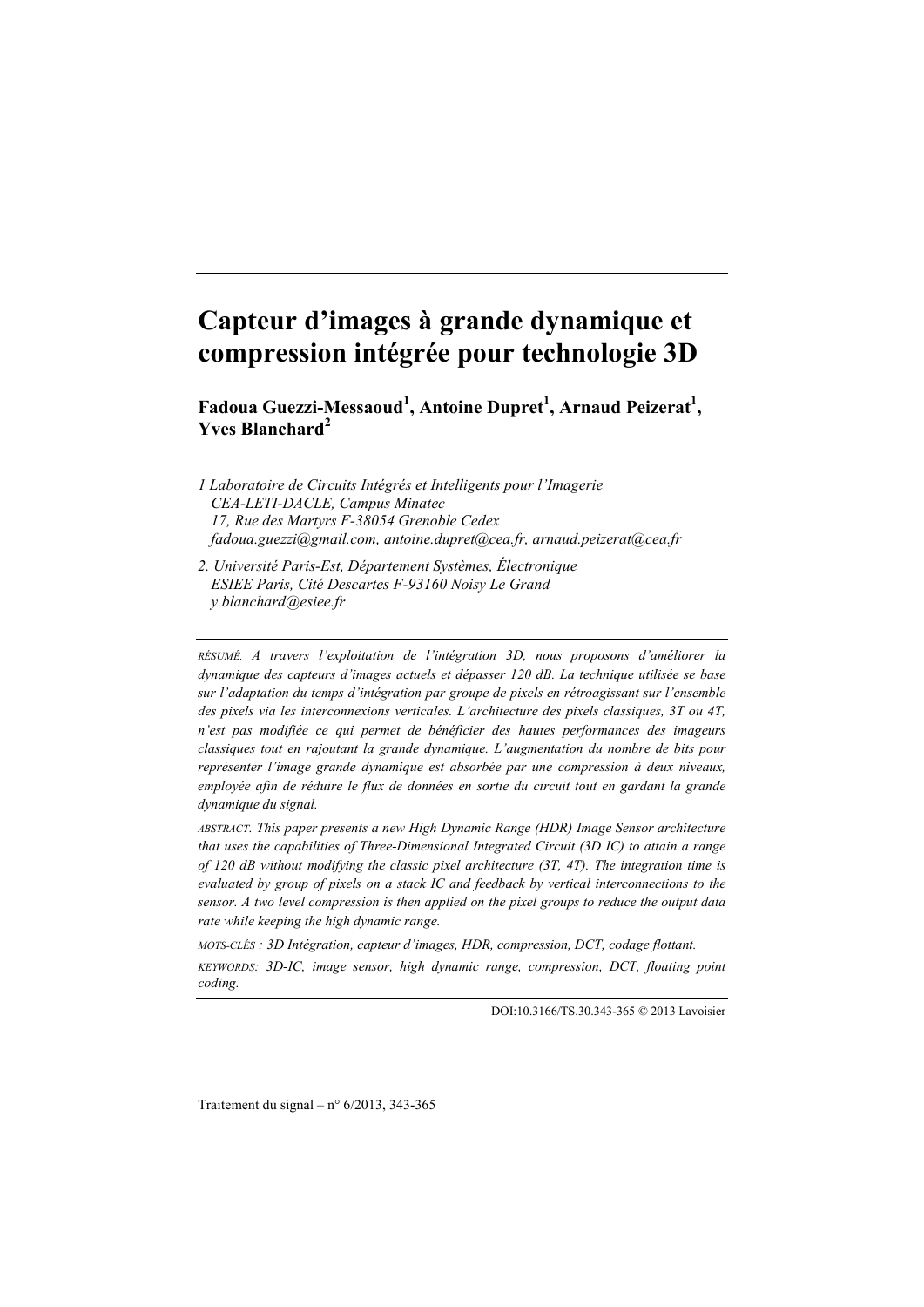# Capteur d'images à grande dynamique et compression intégrée pour technologie 3D

**Fadoua Guezzi-Messaoud[1], Antoine Dupret[1], Arnaud Peizerat[1], Yves Blanchard[2]**

*1 Laboratoire de Circuits Intégrés et Intelligents pour l'Imagerie*
*CEA-LETI-DACLE, Campus Minatec*
*17, Rue des Martyrs F-38054 Grenoble Cedex*
*fadoua.guezzi@gmail.com, antoine.dupret@cea.fr, arnaud.peizerat@cea.fr*

*2. Université Paris-Est, Département Systèmes, Électronique*
*ESIEE Paris, Cité Descartes F-93160 Noisy Le Grand*
*y.blanchard@esiee.fr*

---

RÉSUMÉ. *A travers l'exploitation de l'intégration 3D, nous proposons d'améliorer la dynamique des capteurs d'images actuels et dépasser 120 dB. La technique utilisée se base sur l'adaptation du temps d'intégration par groupe de pixels en rétroagissant sur l'ensemble des pixels via les interconnexions verticales. L'architecture des pixels classiques, 3T ou 4T, n'est pas modifiée ce qui permet de bénéficier des hautes performances des imageurs classiques tout en rajoutant la grande dynamique. L'augmentation du nombre de bits pour représenter l'image grande dynamique est absorbée par une compression à deux niveaux, employée afin de réduire le flux de données en sortie du circuit tout en gardant la grande dynamique du signal.*

ABSTRACT. *This paper presents a new High Dynamic Range (HDR) Image Sensor architecture that uses the capabilities of Three-Dimensional Integrated Circuit (3D IC) to attain a range of 120 dB without modifying the classic pixel architecture (3T, 4T). The integration time is evaluated by group of pixels on a stack IC and feedback by vertical interconnections to the sensor. A two level compression is then applied on the pixel groups to reduce the output data rate while keeping the high dynamic range.*

MOTS-CLÉS : *3D Intégration, capteur d'images, HDR, compression, DCT, codage flottant.*

KEYWORDS: *3D-IC, image sensor, high dynamic range, compression, DCT, floating point coding.*

---

DOI:10.3166/TS.30.343-365 © 2013 Lavoisier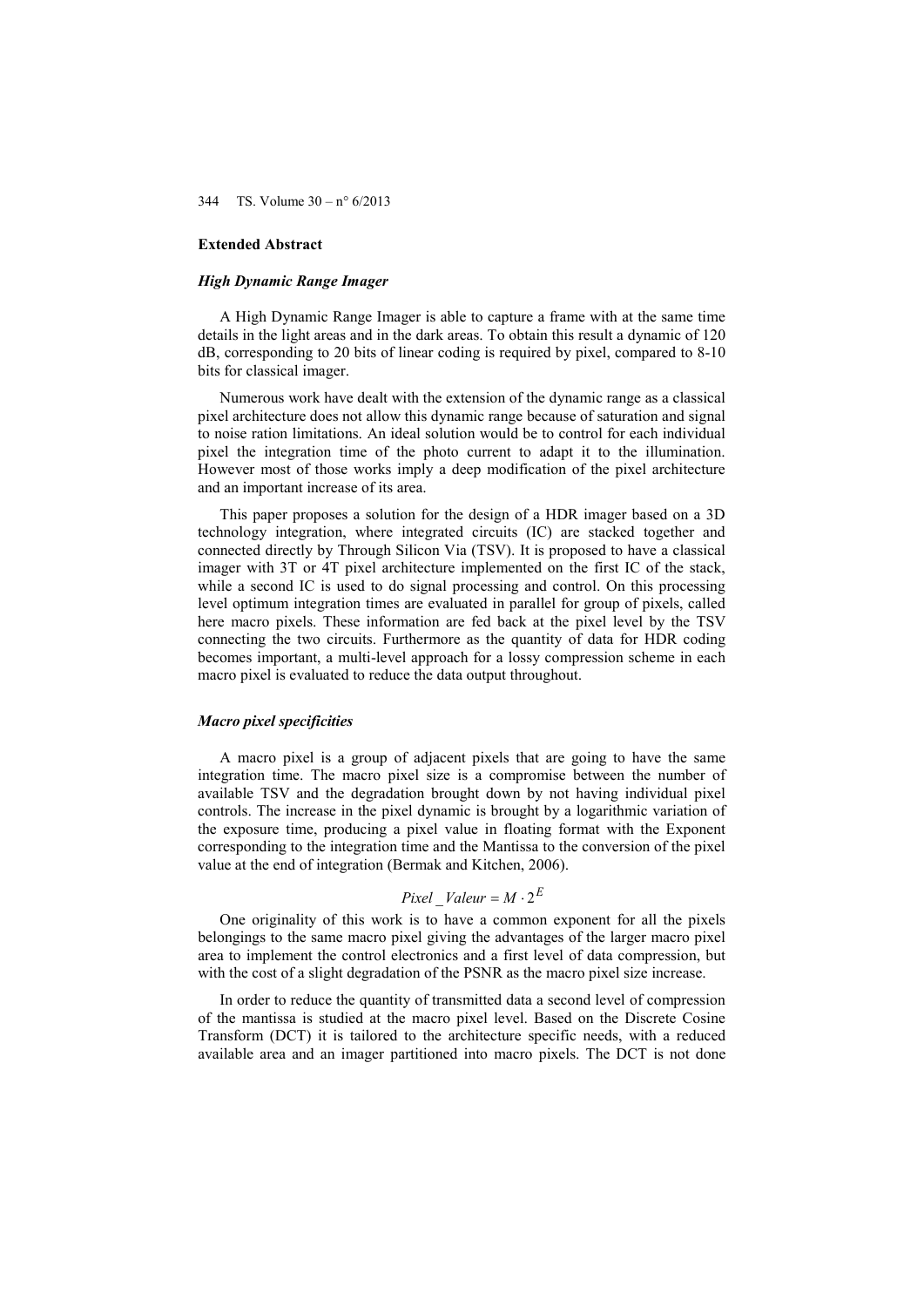**Extended Abstract**

***High Dynamic Range Imager***

A High Dynamic Range Imager is able to capture a frame with at the same time details in the light areas and in the dark areas. To obtain this result a dynamic of 120 dB, corresponding to 20 bits of linear coding is required by pixel, compared to 8-10 bits for classical imager.

Numerous work have dealt with the extension of the dynamic range as a classical pixel architecture does not allow this dynamic range because of saturation and signal to noise ration limitations. An ideal solution would be to control for each individual pixel the integration time of the photo current to adapt it to the illumination. However most of those works imply a deep modification of the pixel architecture and an important increase of its area.

This paper proposes a solution for the design of a HDR imager based on a 3D technology integration, where integrated circuits (IC) are stacked together and connected directly by Through Silicon Via (TSV). It is proposed to have a classical imager with 3T or 4T pixel architecture implemented on the first IC of the stack, while a second IC is used to do signal processing and control. On this processing level optimum integration times are evaluated in parallel for group of pixels, called here macro pixels. These information are fed back at the pixel level by the TSV connecting the two circuits. Furthermore as the quantity of data for HDR coding becomes important, a multi-level approach for a lossy compression scheme in each macro pixel is evaluated to reduce the data output throughout.

***Macro pixel specificities***

A macro pixel is a group of adjacent pixels that are going to have the same integration time. The macro pixel size is a compromise between the number of available TSV and the degradation brought down by not having individual pixel controls. The increase in the pixel dynamic is brought by a logarithmic variation of the exposure time, producing a pixel value in floating format with the Exponent corresponding to the integration time and the Mantissa to the conversion of the pixel value at the end of integration (Bermak and Kitchen, 2006).

$$Pixel\_Valeur = M \cdot 2^{E}$$

One originality of this work is to have a common exponent for all the pixels belongings to the same macro pixel giving the advantages of the larger macro pixel area to implement the control electronics and a first level of data compression, but with the cost of a slight degradation of the PSNR as the macro pixel size increase.

In order to reduce the quantity of transmitted data a second level of compression of the mantissa is studied at the macro pixel level. Based on the Discrete Cosine Transform (DCT) it is tailored to the architecture specific needs, with a reduced available area and an imager partitioned into macro pixels. The DCT is not done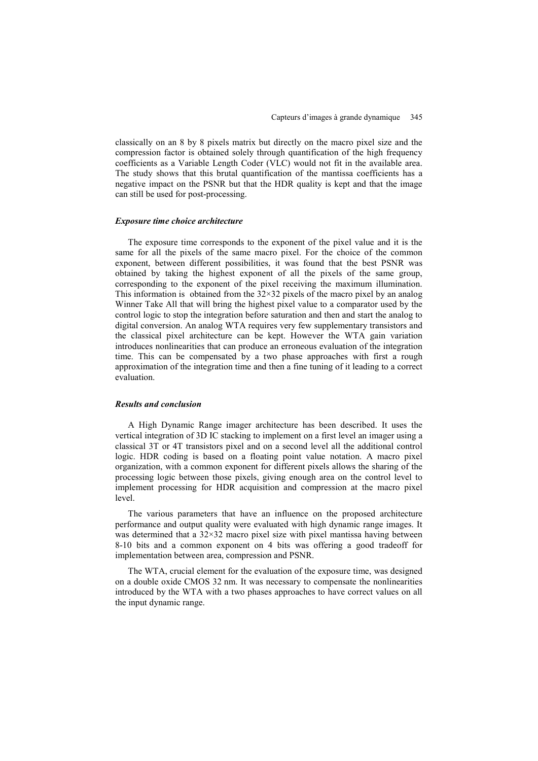classically on an 8 by 8 pixels matrix but directly on the macro pixel size and the compression factor is obtained solely through quantification of the high frequency coefficients as a Variable Length Coder (VLC) would not fit in the available area. The study shows that this brutal quantification of the mantissa coefficients has a negative impact on the PSNR but that the HDR quality is kept and that the image can still be used for post-processing.

### *Exposure time choice architecture*

The exposure time corresponds to the exponent of the pixel value and it is the same for all the pixels of the same macro pixel. For the choice of the common exponent, between different possibilities, it was found that the best PSNR was obtained by taking the highest exponent of all the pixels of the same group, corresponding to the exponent of the pixel receiving the maximum illumination. This information is obtained from the 32×32 pixels of the macro pixel by an analog Winner Take All that will bring the highest pixel value to a comparator used by the control logic to stop the integration before saturation and then and start the analog to digital conversion. An analog WTA requires very few supplementary transistors and the classical pixel architecture can be kept. However the WTA gain variation introduces nonlinearities that can produce an erroneous evaluation of the integration time. This can be compensated by a two phase approaches with first a rough approximation of the integration time and then a fine tuning of it leading to a correct evaluation.

### *Results and conclusion*

A High Dynamic Range imager architecture has been described. It uses the vertical integration of 3D IC stacking to implement on a first level an imager using a classical 3T or 4T transistors pixel and on a second level all the additional control logic. HDR coding is based on a floating point value notation. A macro pixel organization, with a common exponent for different pixels allows the sharing of the processing logic between those pixels, giving enough area on the control level to implement processing for HDR acquisition and compression at the macro pixel level.

The various parameters that have an influence on the proposed architecture performance and output quality were evaluated with high dynamic range images. It was determined that a 32×32 macro pixel size with pixel mantissa having between 8-10 bits and a common exponent on 4 bits was offering a good tradeoff for implementation between area, compression and PSNR.

The WTA, crucial element for the evaluation of the exposure time, was designed on a double oxide CMOS 32 nm. It was necessary to compensate the nonlinearities introduced by the WTA with a two phases approaches to have correct values on all the input dynamic range.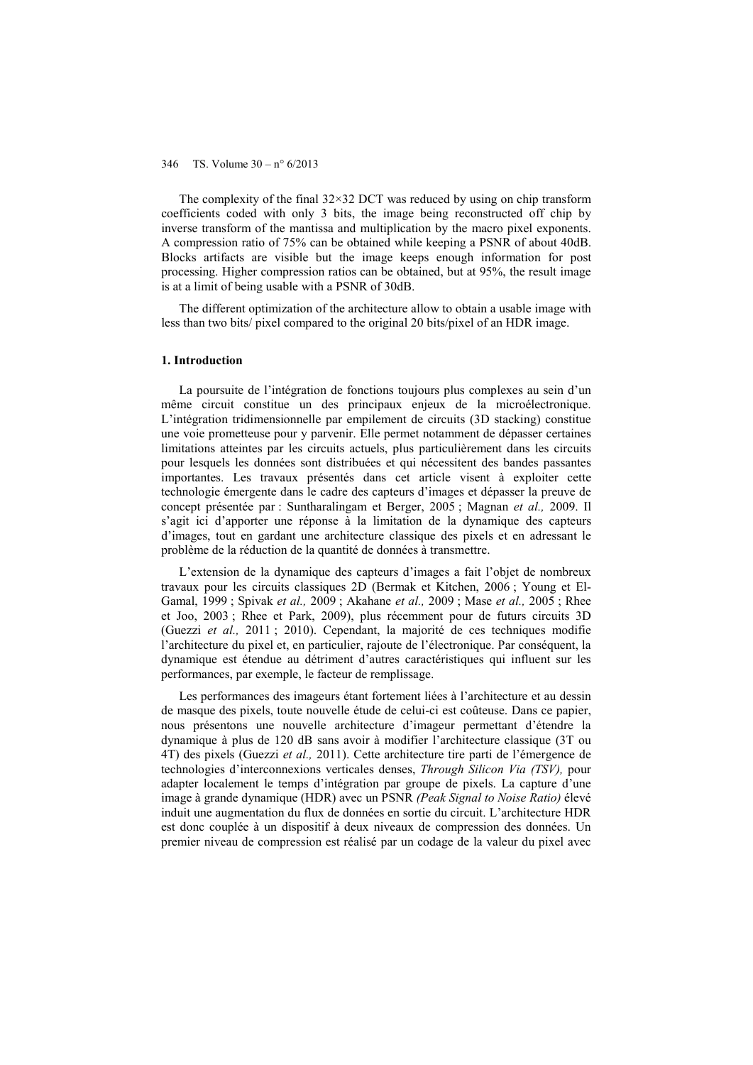The complexity of the final 32×32 DCT was reduced by using on chip transform coefficients coded with only 3 bits, the image being reconstructed off chip by inverse transform of the mantissa and multiplication by the macro pixel exponents. A compression ratio of 75% can be obtained while keeping a PSNR of about 40dB. Blocks artifacts are visible but the image keeps enough information for post processing. Higher compression ratios can be obtained, but at 95%, the result image is at a limit of being usable with a PSNR of 30dB.

The different optimization of the architecture allow to obtain a usable image with less than two bits/ pixel compared to the original 20 bits/pixel of an HDR image.

## 1. Introduction

La poursuite de l'intégration de fonctions toujours plus complexes au sein d'un même circuit constitue un des principaux enjeux de la microélectronique. L'intégration tridimensionnelle par empilement de circuits (3D stacking) constitue une voie prometteuse pour y parvenir. Elle permet notamment de dépasser certaines limitations atteintes par les circuits actuels, plus particulièrement dans les circuits pour lesquels les données sont distribuées et qui nécessitent des bandes passantes importantes. Les travaux présentés dans cet article visent à exploiter cette technologie émergente dans le cadre des capteurs d'images et dépasser la preuve de concept présentée par : Suntharalingam et Berger, 2005 ; Magnan *et al.,* 2009. Il s'agit ici d'apporter une réponse à la limitation de la dynamique des capteurs d'images, tout en gardant une architecture classique des pixels et en adressant le problème de la réduction de la quantité de données à transmettre.

L'extension de la dynamique des capteurs d'images a fait l'objet de nombreux travaux pour les circuits classiques 2D (Bermak et Kitchen, 2006 ; Young et El-Gamal, 1999 ; Spivak *et al.,* 2009 ; Akahane *et al.,* 2009 ; Mase *et al.,* 2005 ; Rhee et Joo, 2003 ; Rhee et Park, 2009), plus récemment pour de futurs circuits 3D (Guezzi *et al.,* 2011 ; 2010). Cependant, la majorité de ces techniques modifie l'architecture du pixel et, en particulier, rajoute de l'électronique. Par conséquent, la dynamique est étendue au détriment d'autres caractéristiques qui influent sur les performances, par exemple, le facteur de remplissage.

Les performances des imageurs étant fortement liées à l'architecture et au dessin de masque des pixels, toute nouvelle étude de celui-ci est coûteuse. Dans ce papier, nous présentons une nouvelle architecture d'imageur permettant d'étendre la dynamique à plus de 120 dB sans avoir à modifier l'architecture classique (3T ou 4T) des pixels (Guezzi *et al.,* 2011). Cette architecture tire parti de l'émergence de technologies d'interconnexions verticales denses, *Through Silicon Via (TSV),* pour adapter localement le temps d'intégration par groupe de pixels. La capture d'une image à grande dynamique (HDR) avec un PSNR *(Peak Signal to Noise Ratio)* élevé induit une augmentation du flux de données en sortie du circuit. L'architecture HDR est donc couplée à un dispositif à deux niveaux de compression des données. Un premier niveau de compression est réalisé par un codage de la valeur du pixel avec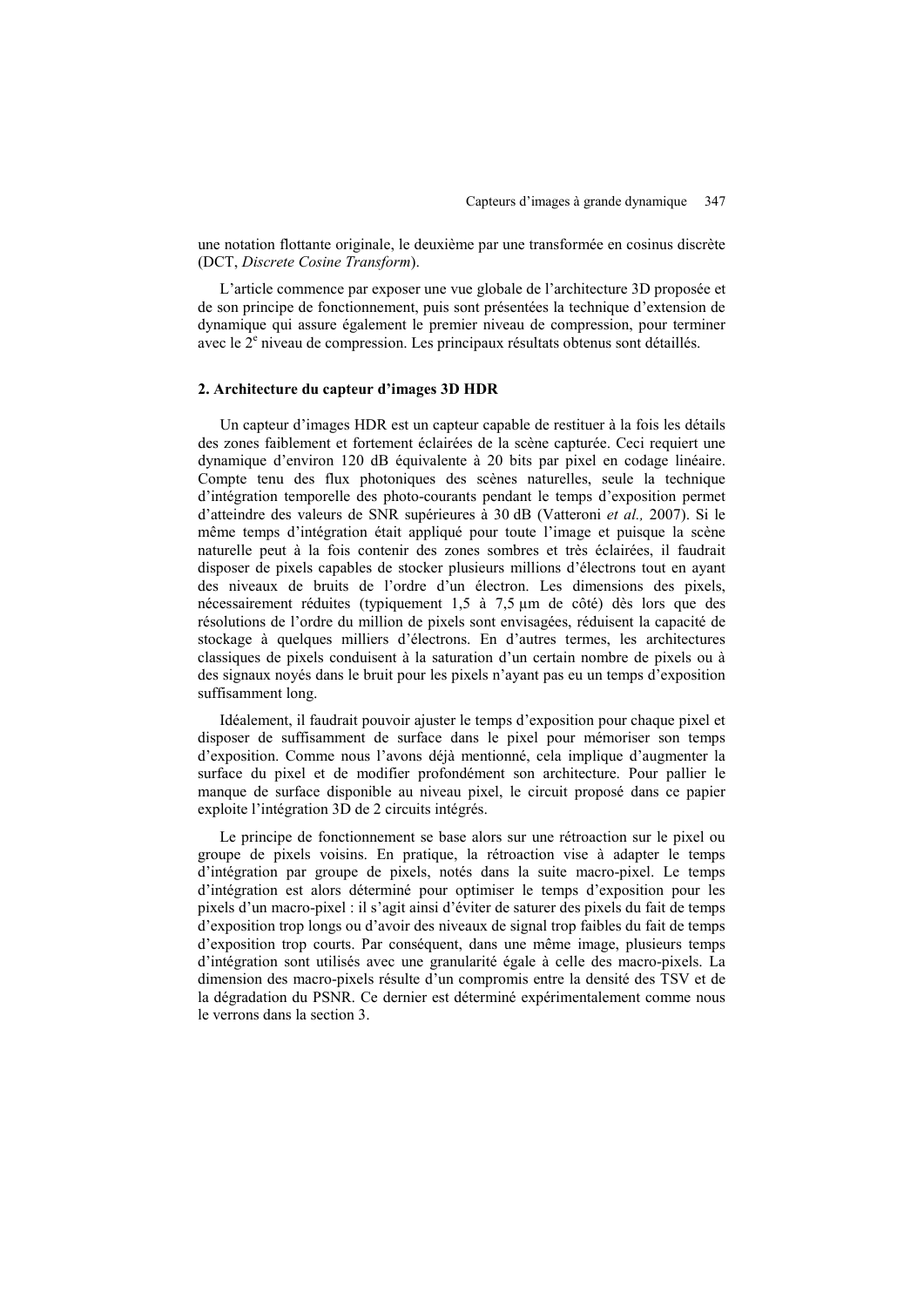une notation flottante originale, le deuxième par une transformée en cosinus discrète (DCT, *Discrete Cosine Transform*).

L'article commence par exposer une vue globale de l'architecture 3D proposée et de son principe de fonctionnement, puis sont présentées la technique d'extension de dynamique qui assure également le premier niveau de compression, pour terminer avec le 2[e] niveau de compression. Les principaux résultats obtenus sont détaillés.

## 2. Architecture du capteur d'images 3D HDR

Un capteur d'images HDR est un capteur capable de restituer à la fois les détails des zones faiblement et fortement éclairées de la scène capturée. Ceci requiert une dynamique d'environ 120 dB équivalente à 20 bits par pixel en codage linéaire. Compte tenu des flux photoniques des scènes naturelles, seule la technique d'intégration temporelle des photo-courants pendant le temps d'exposition permet d'atteindre des valeurs de SNR supérieures à 30 dB (Vatteroni *et al.,* 2007). Si le même temps d'intégration était appliqué pour toute l'image et puisque la scène naturelle peut à la fois contenir des zones sombres et très éclairées, il faudrait disposer de pixels capables de stocker plusieurs millions d'électrons tout en ayant des niveaux de bruits de l'ordre d'un électron. Les dimensions des pixels, nécessairement réduites (typiquement 1,5 à 7,5 µm de côté) dès lors que des résolutions de l'ordre du million de pixels sont envisagées, réduisent la capacité de stockage à quelques milliers d'électrons. En d'autres termes, les architectures classiques de pixels conduisent à la saturation d'un certain nombre de pixels ou à des signaux noyés dans le bruit pour les pixels n'ayant pas eu un temps d'exposition suffisamment long.

Idéalement, il faudrait pouvoir ajuster le temps d'exposition pour chaque pixel et disposer de suffisamment de surface dans le pixel pour mémoriser son temps d'exposition. Comme nous l'avons déjà mentionné, cela implique d'augmenter la surface du pixel et de modifier profondément son architecture. Pour pallier le manque de surface disponible au niveau pixel, le circuit proposé dans ce papier exploite l'intégration 3D de 2 circuits intégrés.

Le principe de fonctionnement se base alors sur une rétroaction sur le pixel ou groupe de pixels voisins. En pratique, la rétroaction vise à adapter le temps d'intégration par groupe de pixels, notés dans la suite macro-pixel. Le temps d'intégration est alors déterminé pour optimiser le temps d'exposition pour les pixels d'un macro-pixel : il s'agit ainsi d'éviter de saturer des pixels du fait de temps d'exposition trop longs ou d'avoir des niveaux de signal trop faibles du fait de temps d'exposition trop courts. Par conséquent, dans une même image, plusieurs temps d'intégration sont utilisés avec une granularité égale à celle des macro-pixels. La dimension des macro-pixels résulte d'un compromis entre la densité des TSV et de la dégradation du PSNR. Ce dernier est déterminé expérimentalement comme nous le verrons dans la section 3.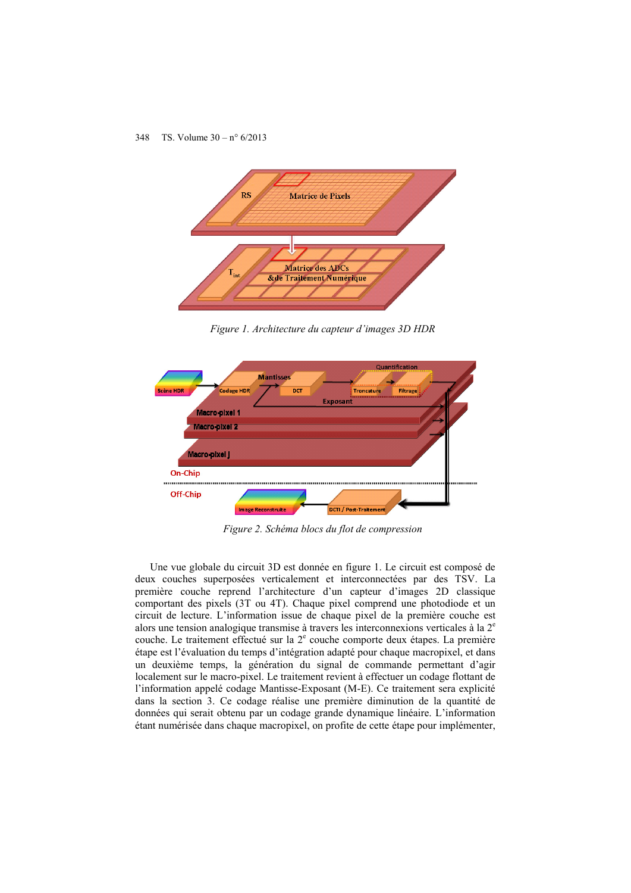*Figure 1. Architecture du capteur d'images 3D HDR*

*Figure 2. Schéma blocs du flot de compression*

Une vue globale du circuit 3D est donnée en figure 1. Le circuit est composé de deux couches superposées verticalement et interconnectées par des TSV. La première couche reprend l'architecture d'un capteur d'images 2D classique comportant des pixels (3T ou 4T). Chaque pixel comprend une photodiode et un circuit de lecture. L'information issue de chaque pixel de la première couche est alors une tension analogique transmise à travers les interconnexions verticales à la 2[e] couche. Le traitement effectué sur la 2[e] couche comporte deux étapes. La première étape est l'évaluation du temps d'intégration adapté pour chaque macropixel, et dans un deuxième temps, la génération du signal de commande permettant d'agir localement sur le macro-pixel. Le traitement revient à effectuer un codage flottant de l'information appelé codage Mantisse-Exposant (M-E). Ce traitement sera explicité dans la section 3. Ce codage réalise une première diminution de la quantité de données qui serait obtenu par un codage grande dynamique linéaire. L'information étant numérisée dans chaque macropixel, on profite de cette étape pour implémenter,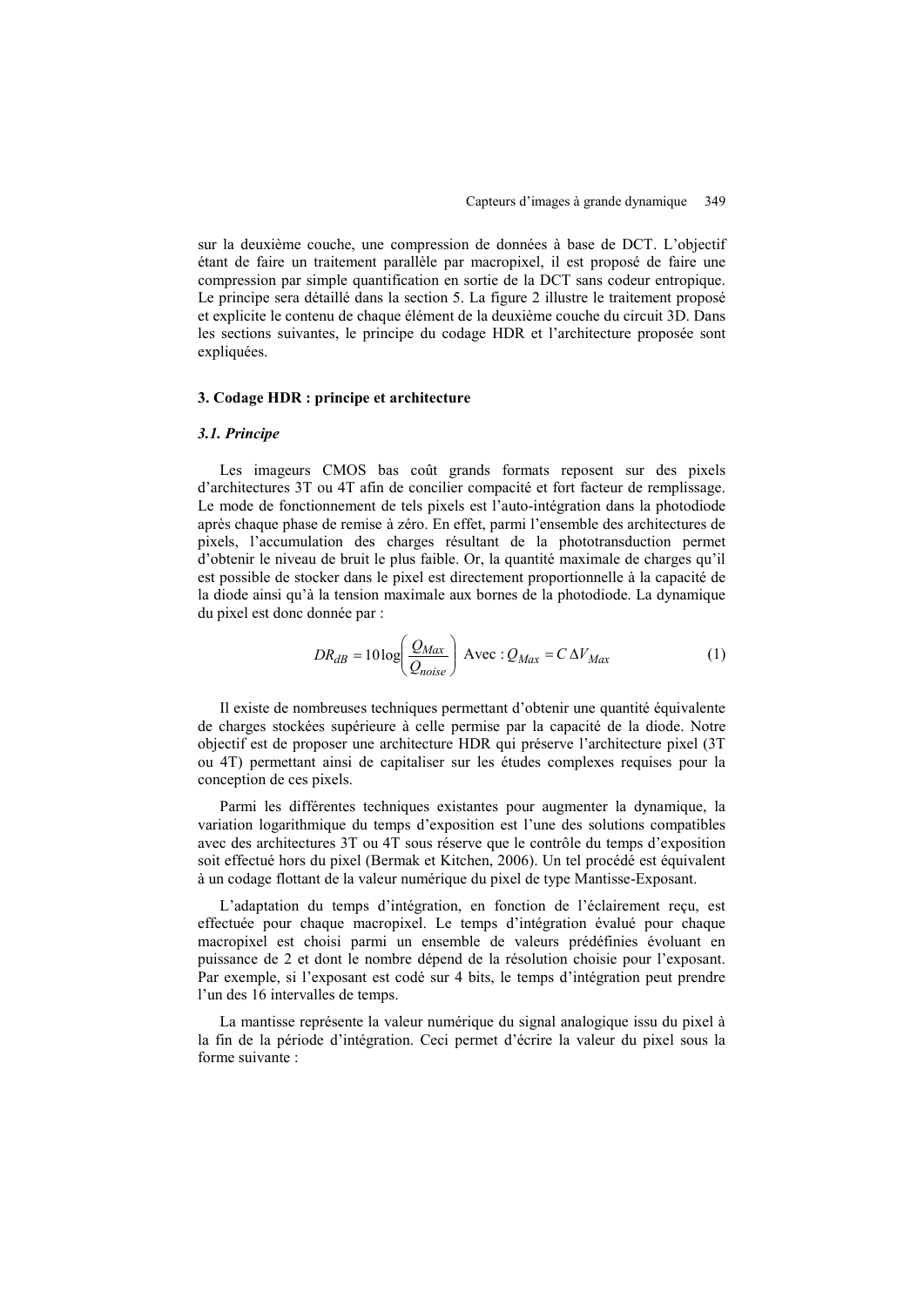sur la deuxième couche, une compression de données à base de DCT. L'objectif étant de faire un traitement parallèle par macropixel, il est proposé de faire une compression par simple quantification en sortie de la DCT sans codeur entropique. Le principe sera détaillé dans la section 5. La figure 2 illustre le traitement proposé et explicite le contenu de chaque élément de la deuxième couche du circuit 3D. Dans les sections suivantes, le principe du codage HDR et l'architecture proposée sont expliquées.

## 3. Codage HDR : principe et architecture

### *3.1. Principe*

Les imageurs CMOS bas coût grands formats reposent sur des pixels d'architectures 3T ou 4T afin de concilier compacité et fort facteur de remplissage. Le mode de fonctionnement de tels pixels est l'auto-intégration dans la photodiode après chaque phase de remise à zéro. En effet, parmi l'ensemble des architectures de pixels, l'accumulation des charges résultant de la phototransduction permet d'obtenir le niveau de bruit le plus faible. Or, la quantité maximale de charges qu'il est possible de stocker dans le pixel est directement proportionnelle à la capacité de la diode ainsi qu'à la tension maximale aux bornes de la photodiode. La dynamique du pixel est donc donnée par :

$$DR_{dB} = 10\log\left(\frac{Q_{Max}}{Q_{noise}}\right) \text{ Avec : } Q_{Max} = C\,\Delta V_{Max} \tag{1}$$

Il existe de nombreuses techniques permettant d'obtenir une quantité équivalente de charges stockées supérieure à celle permise par la capacité de la diode. Notre objectif est de proposer une architecture HDR qui préserve l'architecture pixel (3T ou 4T) permettant ainsi de capitaliser sur les études complexes requises pour la conception de ces pixels.

Parmi les différentes techniques existantes pour augmenter la dynamique, la variation logarithmique du temps d'exposition est l'une des solutions compatibles avec des architectures 3T ou 4T sous réserve que le contrôle du temps d'exposition soit effectué hors du pixel (Bermak et Kitchen, 2006). Un tel procédé est équivalent à un codage flottant de la valeur numérique du pixel de type Mantisse-Exposant.

L'adaptation du temps d'intégration, en fonction de l'éclairement reçu, est effectuée pour chaque macropixel. Le temps d'intégration évalué pour chaque macropixel est choisi parmi un ensemble de valeurs prédéfinies évoluant en puissance de 2 et dont le nombre dépend de la résolution choisie pour l'exposant. Par exemple, si l'exposant est codé sur 4 bits, le temps d'intégration peut prendre l'un des 16 intervalles de temps.

La mantisse représente la valeur numérique du signal analogique issu du pixel à la fin de la période d'intégration. Ceci permet d'écrire la valeur du pixel sous la forme suivante :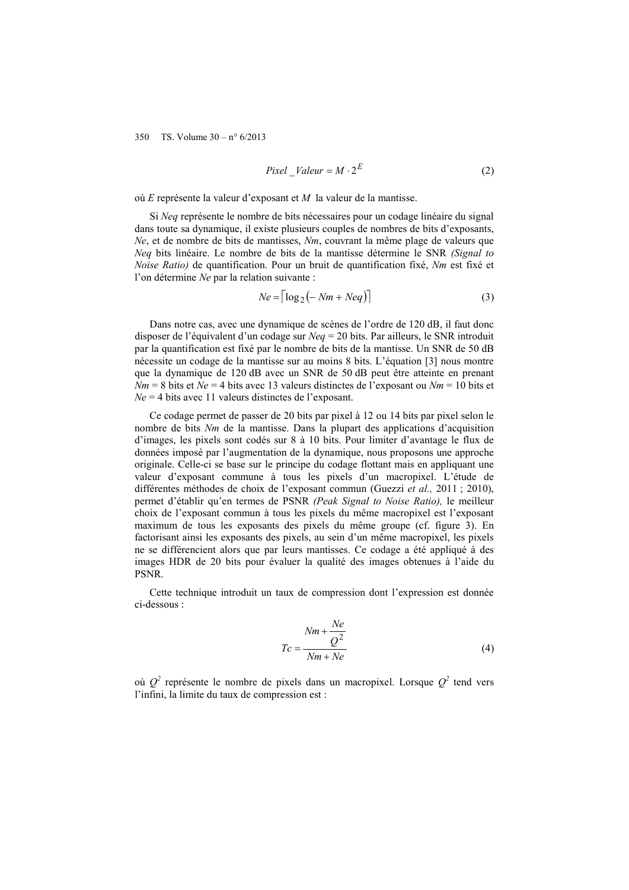$$Pixel\_Valeur = M \cdot 2^{E} \tag{2}$$

où $E$ représente la valeur d'exposant et $M$ la valeur de la mantisse.

Si $Neq$ représente le nombre de bits nécessaires pour un codage linéaire du signal dans toute sa dynamique, il existe plusieurs couples de nombres de bits d'exposants, $Ne$, et de nombre de bits de mantisses, $Nm$, couvrant la même plage de valeurs que $Neq$ bits linéaire. Le nombre de bits de la mantisse détermine le SNR *(Signal to Noise Ratio)* de quantification. Pour un bruit de quantification fixé, $Nm$ est fixé et l'on détermine $Ne$ par la relation suivante :

$$Ne = \lceil \log_2(-Nm + Neq) \rceil \tag{3}$$

Dans notre cas, avec une dynamique de scènes de l'ordre de 120 dB, il faut donc disposer de l'équivalent d'un codage sur $Neq$ = 20 bits. Par ailleurs, le SNR introduit par la quantification est fixé par le nombre de bits de la mantisse. Un SNR de 50 dB nécessite un codage de la mantisse sur au moins 8 bits. L'équation [3] nous montre que la dynamique de 120 dB avec un SNR de 50 dB peut être atteinte en prenant $Nm$ = 8 bits et $Ne$ = 4 bits avec 13 valeurs distinctes de l'exposant ou $Nm$ = 10 bits et $Ne$ = 4 bits avec 11 valeurs distinctes de l'exposant.

Ce codage permet de passer de 20 bits par pixel à 12 ou 14 bits par pixel selon le nombre de bits $Nm$ de la mantisse. Dans la plupart des applications d'acquisition d'images, les pixels sont codés sur 8 à 10 bits. Pour limiter d'avantage le flux de données imposé par l'augmentation de la dynamique, nous proposons une approche originale. Celle-ci se base sur le principe du codage flottant mais en appliquant une valeur d'exposant commune à tous les pixels d'un macropixel. L'étude de différentes méthodes de choix de l'exposant commun (Guezzi *et al.,* 2011 ; 2010), permet d'établir qu'en termes de PSNR *(Peak Signal to Noise Ratio),* le meilleur choix de l'exposant commun à tous les pixels du même macropixel est l'exposant maximum de tous les exposants des pixels du même groupe (cf. figure 3). En factorisant ainsi les exposants des pixels, au sein d'un même macropixel, les pixels ne se différencient alors que par leurs mantisses. Ce codage a été appliqué à des images HDR de 20 bits pour évaluer la qualité des images obtenues à l'aide du PSNR.

Cette technique introduit un taux de compression dont l'expression est donnée ci-dessous :

$$Tc = \frac{Nm + \dfrac{Ne}{Q^2}}{Nm + Ne} \tag{4}$$

où $Q^2$ représente le nombre de pixels dans un macropixel. Lorsque $Q^2$ tend vers l'infini, la limite du taux de compression est :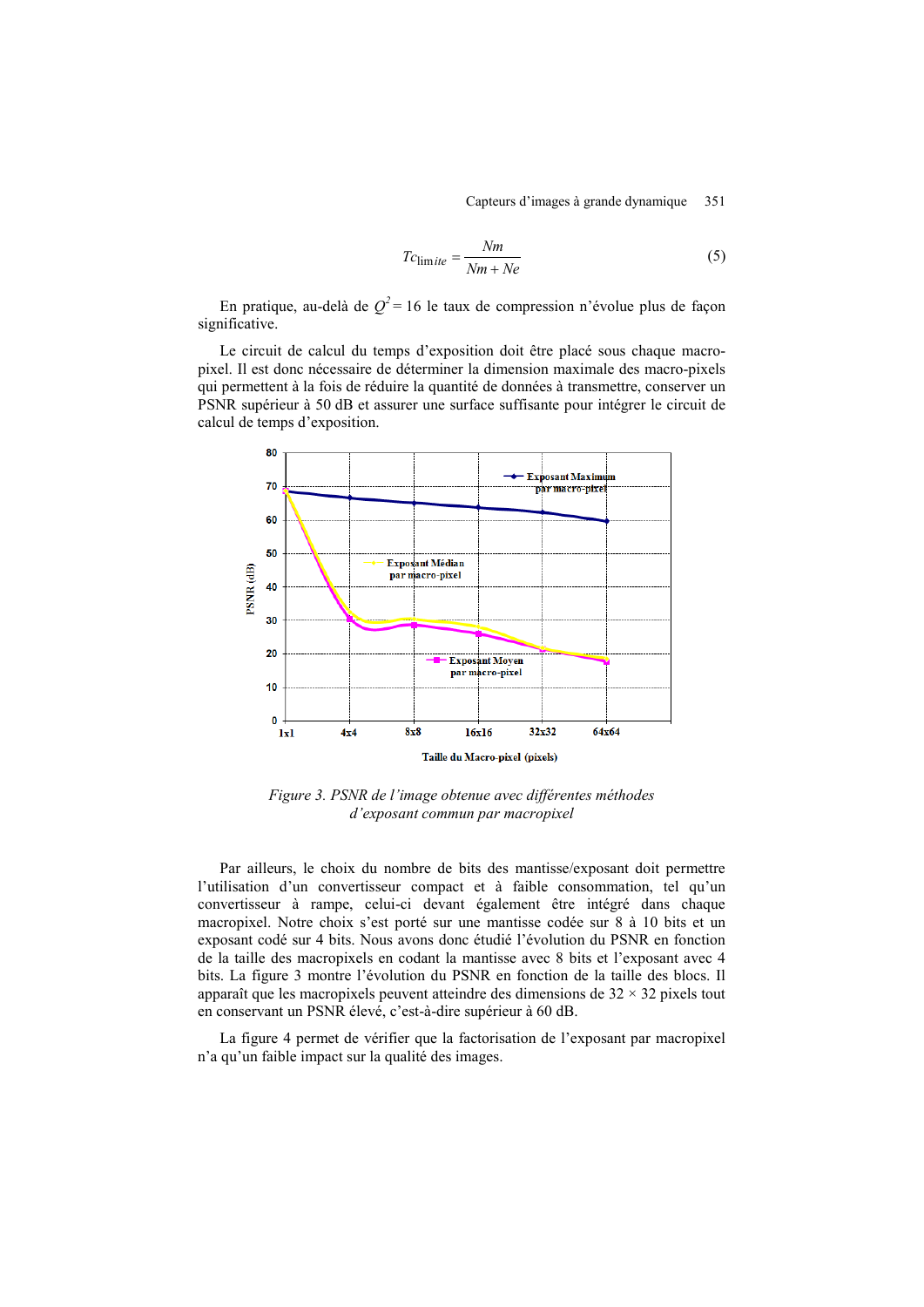$$Tc_{\mathrm{limite}} = \frac{Nm}{Nm + Ne} \tag{5}$$

En pratique, au-delà de $Q^2 = 16$ le taux de compression n'évolue plus de façon significative.

Le circuit de calcul du temps d'exposition doit être placé sous chaque macro-pixel. Il est donc nécessaire de déterminer la dimension maximale des macro-pixels qui permettent à la fois de réduire la quantité de données à transmettre, conserver un PSNR supérieur à 50 dB et assurer une surface suffisante pour intégrer le circuit de calcul de temps d'exposition.

*Figure 3. PSNR de l'image obtenue avec différentes méthodes d'exposant commun par macropixel*

Par ailleurs, le choix du nombre de bits des mantisse/exposant doit permettre l'utilisation d'un convertisseur compact et à faible consommation, tel qu'un convertisseur à rampe, celui-ci devant également être intégré dans chaque macropixel. Notre choix s'est porté sur une mantisse codée sur 8 à 10 bits et un exposant codé sur 4 bits. Nous avons donc étudié l'évolution du PSNR en fonction de la taille des macropixels en codant la mantisse avec 8 bits et l'exposant avec 4 bits. La figure 3 montre l'évolution du PSNR en fonction de la taille des blocs. Il apparaît que les macropixels peuvent atteindre des dimensions de 32 × 32 pixels tout en conservant un PSNR élevé, c'est-à-dire supérieur à 60 dB.

La figure 4 permet de vérifier que la factorisation de l'exposant par macropixel n'a qu'un faible impact sur la qualité des images.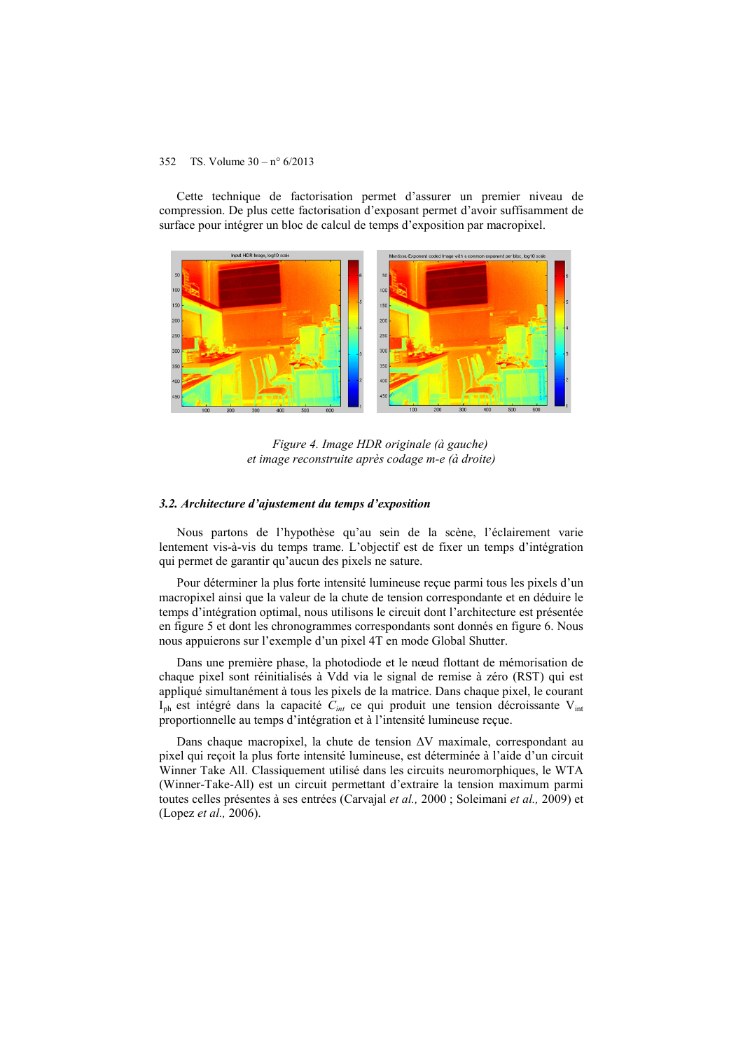Cette technique de factorisation permet d'assurer un premier niveau de compression. De plus cette factorisation d'exposant permet d'avoir suffisamment de surface pour intégrer un bloc de calcul de temps d'exposition par macropixel.

*Figure 4. Image HDR originale (à gauche) et image reconstruite après codage m-e (à droite)*

### *3.2. Architecture d'ajustement du temps d'exposition*

Nous partons de l'hypothèse qu'au sein de la scène, l'éclairement varie lentement vis-à-vis du temps trame. L'objectif est de fixer un temps d'intégration qui permet de garantir qu'aucun des pixels ne sature.

Pour déterminer la plus forte intensité lumineuse reçue parmi tous les pixels d'un macropixel ainsi que la valeur de la chute de tension correspondante et en déduire le temps d'intégration optimal, nous utilisons le circuit dont l'architecture est présentée en figure 5 et dont les chronogrammes correspondants sont donnés en figure 6. Nous nous appuierons sur l'exemple d'un pixel 4T en mode Global Shutter.

Dans une première phase, la photodiode et le nœud flottant de mémorisation de chaque pixel sont réinitialisés à Vdd via le signal de remise à zéro (RST) qui est appliqué simultanément à tous les pixels de la matrice. Dans chaque pixel, le courant $I_{ph}$ est intégré dans la capacité $C_{int}$ ce qui produit une tension décroissante $V_{int}$ proportionnelle au temps d'intégration et à l'intensité lumineuse reçue.

Dans chaque macropixel, la chute de tension $\Delta V$ maximale, correspondant au pixel qui reçoit la plus forte intensité lumineuse, est déterminée à l'aide d'un circuit Winner Take All. Classiquement utilisé dans les circuits neuromorphiques, le WTA (Winner-Take-All) est un circuit permettant d'extraire la tension maximum parmi toutes celles présentes à ses entrées (Carvajal *et al.,* 2000 ; Soleimani *et al.,* 2009) et (Lopez *et al.,* 2006).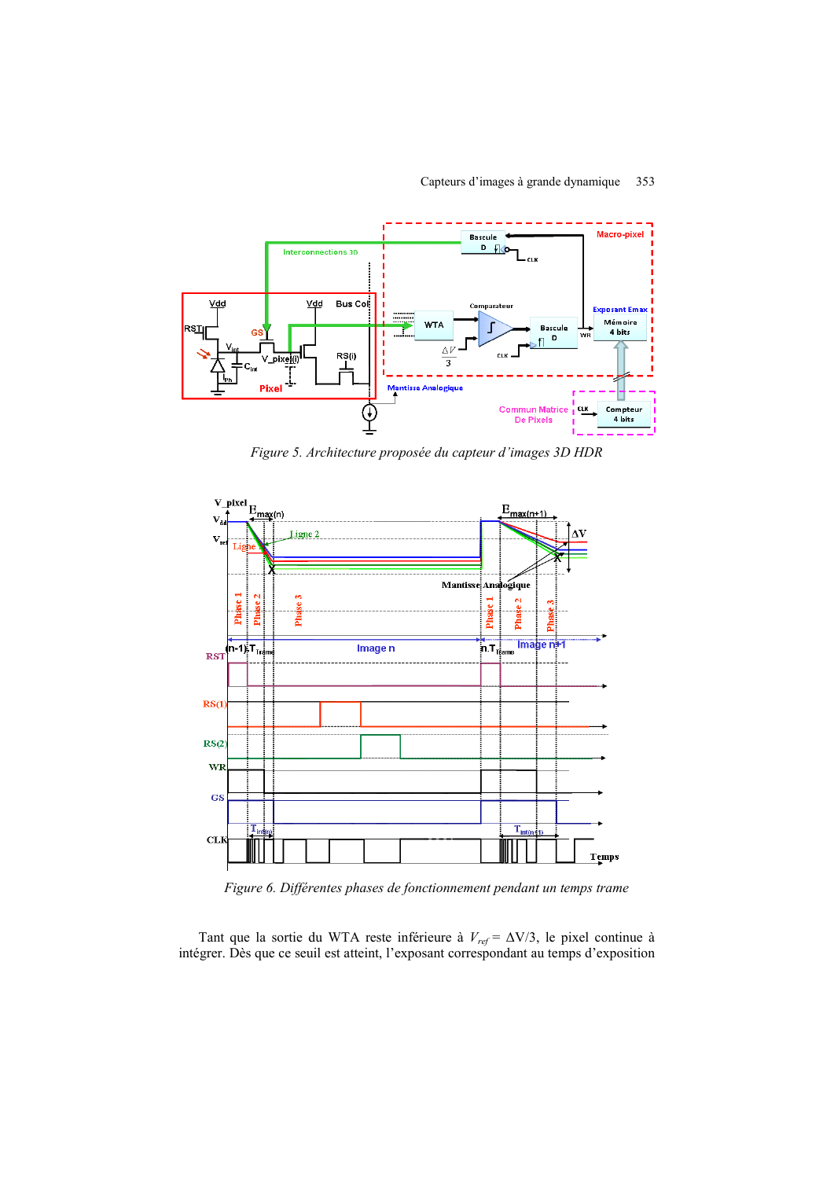*Figure 5. Architecture proposée du capteur d'images 3D HDR*

*Figure 6. Différentes phases de fonctionnement pendant un temps trame*

Tant que la sortie du WTA reste inférieure à $V_{ref} = \Delta V/3$, le pixel continue à intégrer. Dès que ce seuil est atteint, l'exposant correspondant au temps d'exposition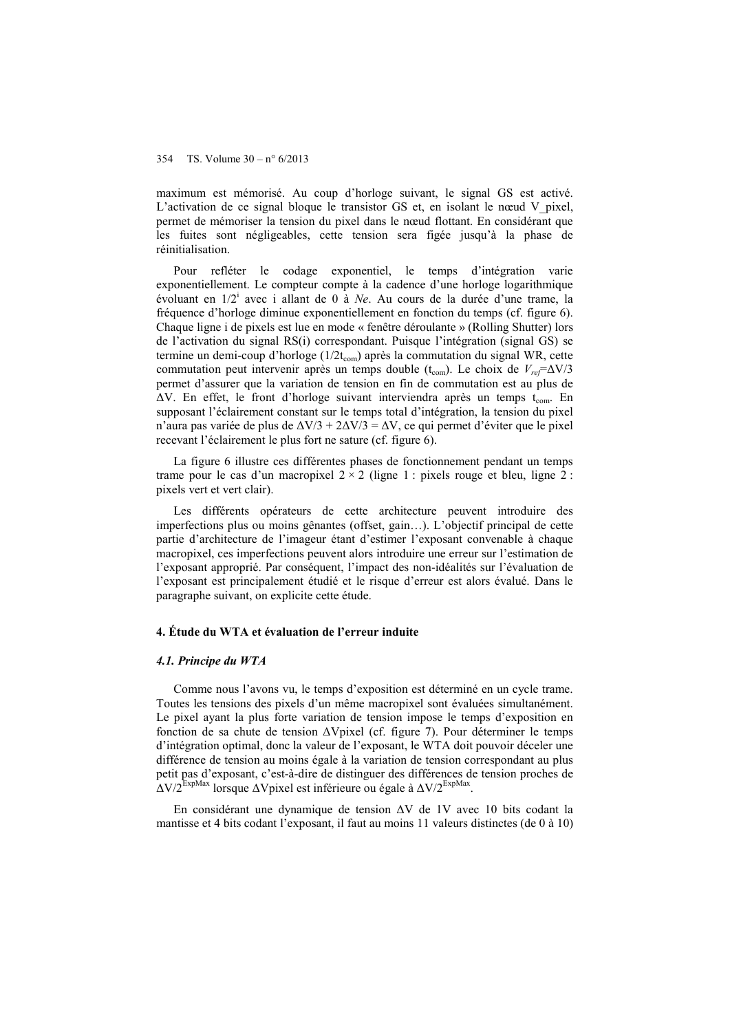maximum est mémorisé. Au coup d'horloge suivant, le signal GS est activé. L'activation de ce signal bloque le transistor GS et, en isolant le nœud V_pixel, permet de mémoriser la tension du pixel dans le nœud flottant. En considérant que les fuites sont négligeables, cette tension sera figée jusqu'à la phase de réinitialisation.

Pour refléter le codage exponentiel, le temps d'intégration varie exponentiellement. Le compteur compte à la cadence d'une horloge logarithmique évoluant en $1/2^i$ avec i allant de 0 à *Ne*. Au cours de la durée d'une trame, la fréquence d'horloge diminue exponentiellement en fonction du temps (cf. figure 6). Chaque ligne i de pixels est lue en mode « fenêtre déroulante » (Rolling Shutter) lors de l'activation du signal RS(i) correspondant. Puisque l'intégration (signal GS) se termine un demi-coup d'horloge ($1/2t_{com}$) après la commutation du signal WR, cette commutation peut intervenir après un temps double ($t_{com}$). Le choix de $V_{ref}=\Delta V/3$ permet d'assurer que la variation de tension en fin de commutation est au plus de $\Delta V$. En effet, le front d'horloge suivant interviendra après un temps $t_{com}$. En supposant l'éclairement constant sur le temps total d'intégration, la tension du pixel n'aura pas variée de plus de $\Delta V/3 + 2\Delta V/3 = \Delta V$, ce qui permet d'éviter que le pixel recevant l'éclairement le plus fort ne sature (cf. figure 6).

La figure 6 illustre ces différentes phases de fonctionnement pendant un temps trame pour le cas d'un macropixel $2 \times 2$ (ligne 1 : pixels rouge et bleu, ligne 2 : pixels vert et vert clair).

Les différents opérateurs de cette architecture peuvent introduire des imperfections plus ou moins gênantes (offset, gain…). L'objectif principal de cette partie d'architecture de l'imageur étant d'estimer l'exposant convenable à chaque macropixel, ces imperfections peuvent alors introduire une erreur sur l'estimation de l'exposant approprié. Par conséquent, l'impact des non-idéalités sur l'évaluation de l'exposant est principalement étudié et le risque d'erreur est alors évalué. Dans le paragraphe suivant, on explicite cette étude.

## 4. Étude du WTA et évaluation de l'erreur induite

### 4.1. Principe du WTA

Comme nous l'avons vu, le temps d'exposition est déterminé en un cycle trame. Toutes les tensions des pixels d'un même macropixel sont évaluées simultanément. Le pixel ayant la plus forte variation de tension impose le temps d'exposition en fonction de sa chute de tension $\Delta V$pixel (cf. figure 7). Pour déterminer le temps d'intégration optimal, donc la valeur de l'exposant, le WTA doit pouvoir déceler une différence de tension au moins égale à la variation de tension correspondant au plus petit pas d'exposant, c'est-à-dire de distinguer des différences de tension proches de $\Delta V/2^{ExpMax}$ lorsque $\Delta V$pixel est inférieure ou égale à $\Delta V/2^{ExpMax}$.

En considérant une dynamique de tension $\Delta V$ de 1V avec 10 bits codant la mantisse et 4 bits codant l'exposant, il faut au moins 11 valeurs distinctes (de 0 à 10)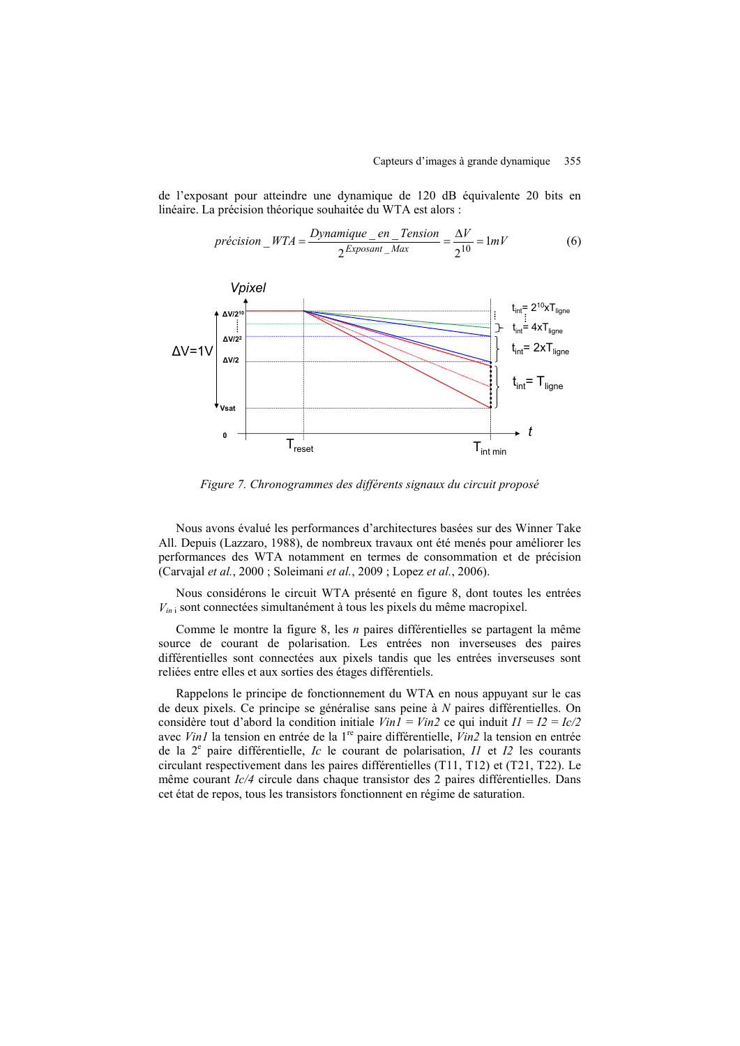de l'exposant pour atteindre une dynamique de 120 dB équivalente 20 bits en linéaire. La précision théorique souhaitée du WTA est alors :

$$précision\_WTA = \frac{Dynamique\_en\_Tension}{2^{Exposant\_Max}} = \frac{\Delta V}{2^{10}} = 1mV \quad (6)$$

Figure 7. *Chronogrammes des différents signaux du circuit proposé*

Nous avons évalué les performances d'architectures basées sur des Winner Take All. Depuis (Lazzaro, 1988), de nombreux travaux ont été menés pour améliorer les performances des WTA notamment en termes de consommation et de précision (Carvajal *et al.*, 2000 ; Soleimani *et al.*, 2009 ; Lopez *et al.*, 2006).

Nous considérons le circuit WTA présenté en figure 8, dont toutes les entrées $V_{in\,i}$ sont connectées simultanément à tous les pixels du même macropixel.

Comme le montre la figure 8, les *n* paires différentielles se partagent la même source de courant de polarisation. Les entrées non inverseuses des paires différentielles sont connectées aux pixels tandis que les entrées inverseuses sont reliées entre elles et aux sorties des étages différentiels.

Rappelons le principe de fonctionnement du WTA en nous appuyant sur le cas de deux pixels. Ce principe se généralise sans peine à *N* paires différentielles. On considère tout d'abord la condition initiale $Vin1 = Vin2$ ce qui induit $I1 = I2 = Ic/2$ avec $Vin1$ la tension en entrée de la 1re paire différentielle, $Vin2$ la tension en entrée de la 2e paire différentielle, $Ic$ le courant de polarisation, $I1$ et $I2$ les courants circulant respectivement dans les paires différentielles (T11, T12) et (T21, T22). Le même courant $Ic/4$ circule dans chaque transistor des 2 paires différentielles. Dans cet état de repos, tous les transistors fonctionnent en régime de saturation.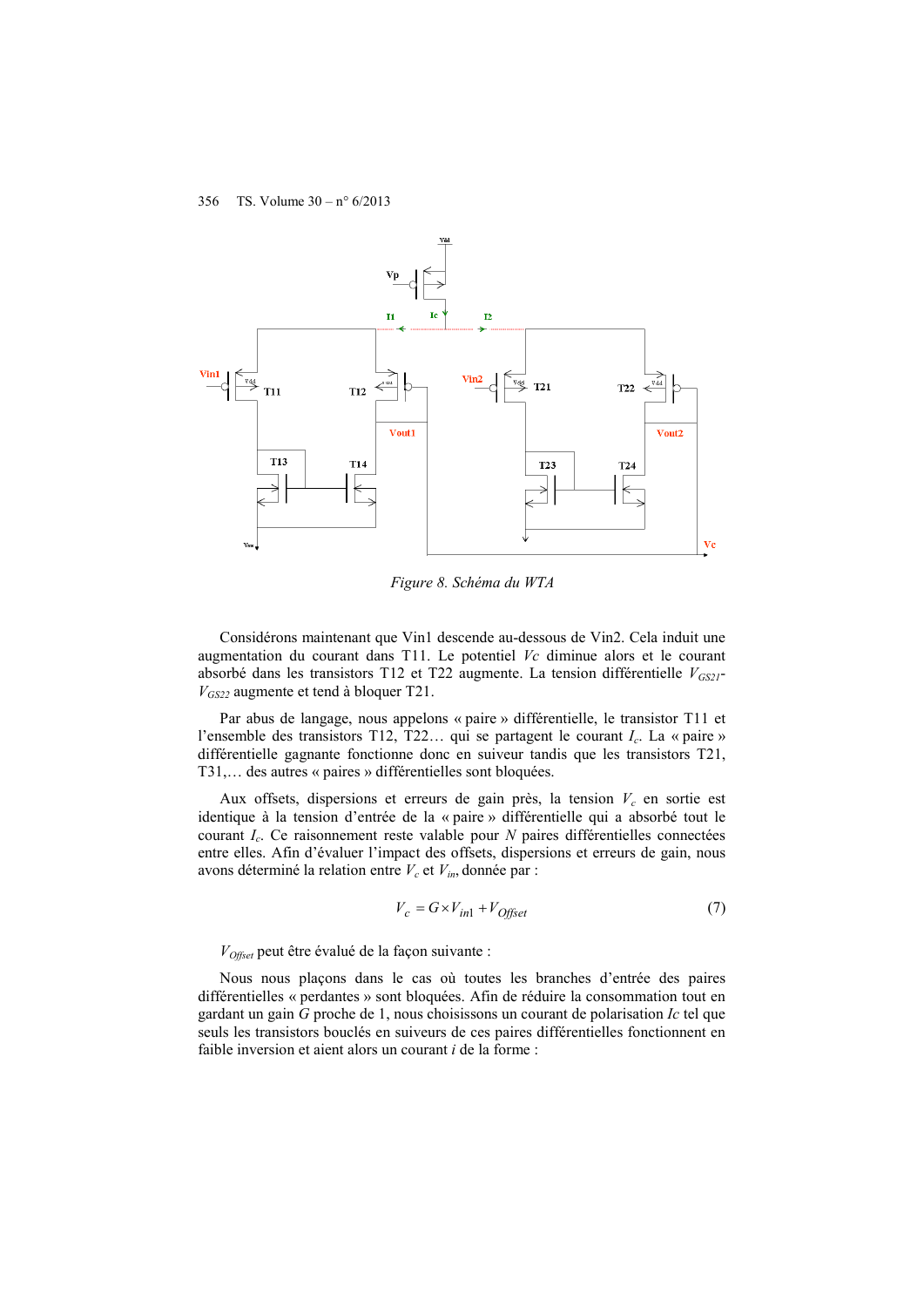*Figure 8. Schéma du WTA*

Considérons maintenant que Vin1 descende au-dessous de Vin2. Cela induit une augmentation du courant dans T11. Le potentiel *Vc* diminue alors et le courant absorbé dans les transistors T12 et T22 augmente. La tension différentielle $V_{GS21}$-$V_{GS22}$ augmente et tend à bloquer T21.

Par abus de langage, nous appelons « paire » différentielle, le transistor T11 et l'ensemble des transistors T12, T22… qui se partagent le courant $I_c$. La « paire » différentielle gagnante fonctionne donc en suiveur tandis que les transistors T21, T31,… des autres « paires » différentielles sont bloquées.

Aux offsets, dispersions et erreurs de gain près, la tension $V_c$ en sortie est identique à la tension d'entrée de la « paire » différentielle qui a absorbé tout le courant $I_c$. Ce raisonnement reste valable pour $N$ paires différentielles connectées entre elles. Afin d'évaluer l'impact des offsets, dispersions et erreurs de gain, nous avons déterminé la relation entre $V_c$ et $V_{in}$, donnée par :

$$V_c = G \times V_{in1} + V_{Offset} \tag{7}$$

$V_{Offset}$ peut être évalué de la façon suivante :

Nous nous plaçons dans le cas où toutes les branches d'entrée des paires différentielles « perdantes » sont bloquées. Afin de réduire la consommation tout en gardant un gain $G$ proche de 1, nous choisissons un courant de polarisation $Ic$ tel que seuls les transistors bouclés en suiveurs de ces paires différentielles fonctionnent en faible inversion et aient alors un courant $i$ de la forme :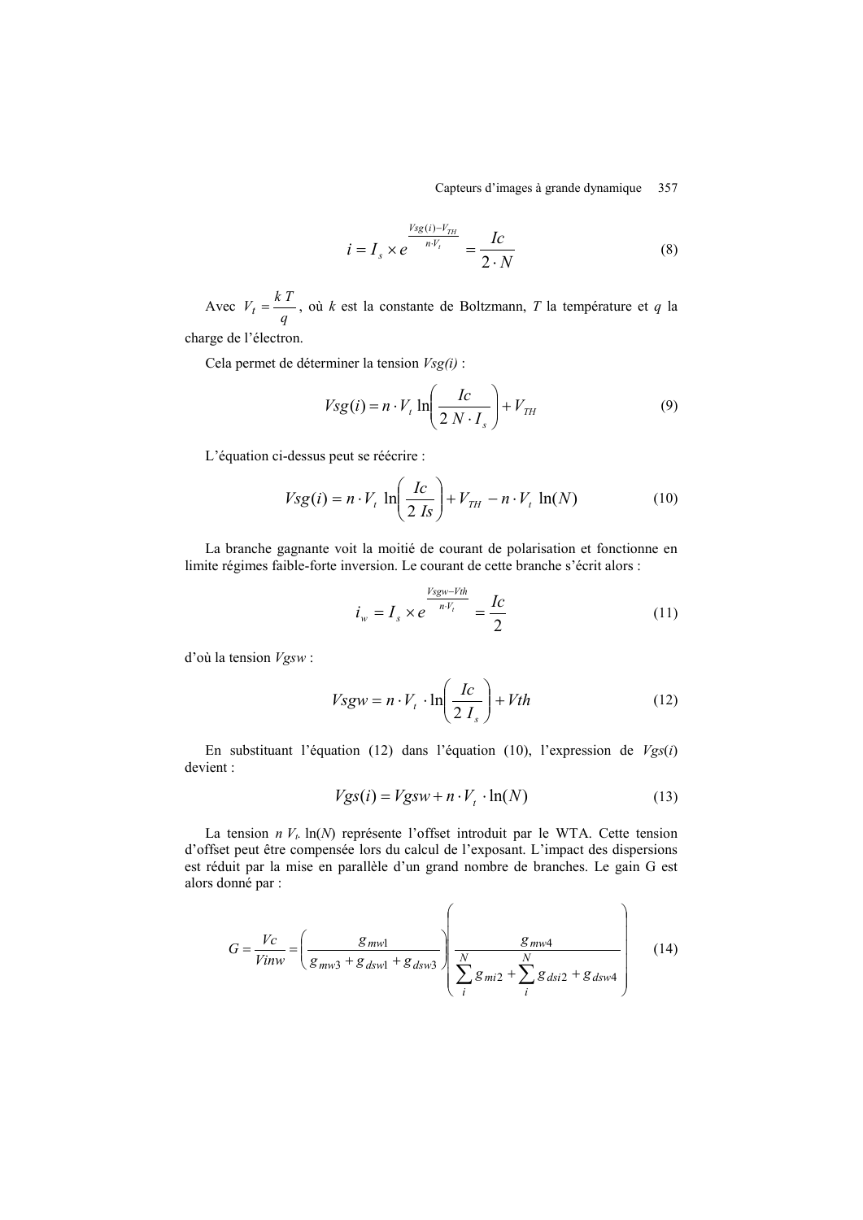$$i = I_s \times e^{\frac{Vsg(i)-V_{TH}}{n \cdot V_t}} = \frac{Ic}{2 \cdot N} \tag{8}$$

Avec $V_t = \frac{k\,T}{q}$, où $k$ est la constante de Boltzmann, $T$ la température et $q$ la charge de l'électron.

Cela permet de déterminer la tension $Vsg(i)$ :

$$Vsg(i) = n \cdot V_t \ln\left(\frac{Ic}{2\,N \cdot I_s}\right) + V_{TH} \tag{9}$$

L'équation ci-dessus peut se réécrire :

$$Vsg(i) = n \cdot V_t \ln\left(\frac{Ic}{2\,Is}\right) + V_{TH} - n \cdot V_t \ln(N) \tag{10}$$

La branche gagnante voit la moitié de courant de polarisation et fonctionne en limite régimes faible-forte inversion. Le courant de cette branche s'écrit alors :

$$i_w = I_s \times e^{\frac{Vsgw-Vth}{n \cdot V_t}} = \frac{Ic}{2} \tag{11}$$

d'où la tension $Vgsw$ :

$$Vsgw = n \cdot V_t \cdot \ln\left(\frac{Ic}{2\,I_s}\right) + Vth \tag{12}$$

En substituant l'équation (12) dans l'équation (10), l'expression de $Vgs(i)$ devient :

$$Vgs(i) = Vgsw + n \cdot V_t \cdot \ln(N) \tag{13}$$

La tension $n\,V_t.\ln(N)$ représente l'offset introduit par le WTA. Cette tension d'offset peut être compensée lors du calcul de l'exposant. L'impact des dispersions est réduit par la mise en parallèle d'un grand nombre de branches. Le gain G est alors donné par :

$$G = \frac{Vc}{Vinw} = \left(\frac{g_{mw1}}{g_{mw3} + g_{dsw1} + g_{dsw3}}\right)\left(\frac{g_{mw4}}{\sum_{i}^{N} g_{mi2} + \sum_{i}^{N} g_{dsi2} + g_{dsw4}}\right) \tag{14}$$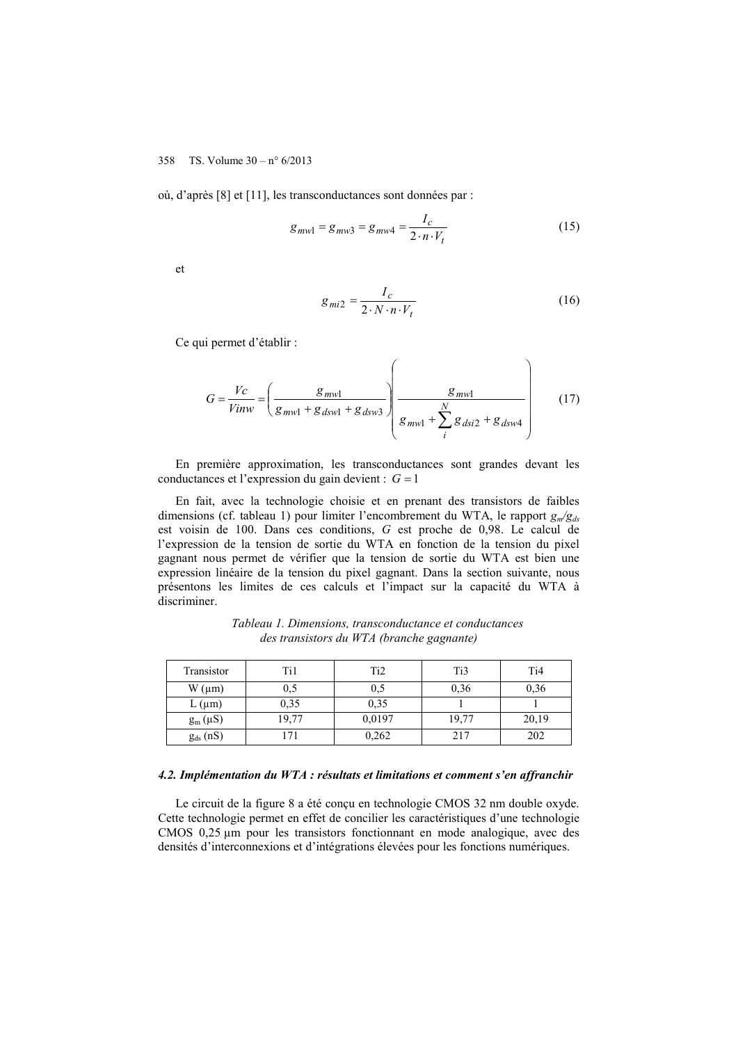où, d'après [8] et [11], les transconductances sont données par :

$$g_{mw1} = g_{mw3} = g_{mw4} = \frac{I_c}{2 \cdot n \cdot V_t} \tag{15}$$

et

$$g_{mi2} = \frac{I_c}{2 \cdot N \cdot n \cdot V_t} \tag{16}$$

Ce qui permet d'établir :

$$G = \frac{Vc}{Vinw} = \left( \frac{g_{mw1}}{g_{mw1} + g_{dsw1} + g_{dsw3}} \right) \left( \frac{g_{mw1}}{g_{mw1} + \sum_{i}^{N} g_{dsi2} + g_{dsw4}} \right) \tag{17}$$

En première approximation, les transconductances sont grandes devant les conductances et l'expression du gain devient : $G = 1$

En fait, avec la technologie choisie et en prenant des transistors de faibles dimensions (cf. tableau 1) pour limiter l'encombrement du WTA, le rapport $g_m/g_{ds}$ est voisin de 100. Dans ces conditions, $G$ est proche de 0,98. Le calcul de l'expression de la tension de sortie du WTA en fonction de la tension du pixel gagnant nous permet de vérifier que la tension de sortie du WTA est bien une expression linéaire de la tension du pixel gagnant. Dans la section suivante, nous présentons les limites de ces calculs et l'impact sur la capacité du WTA à discriminer.

*Tableau 1. Dimensions, transconductance et conductances des transistors du WTA (branche gagnante)*

| Transistor | Ti1 | Ti2 | Ti3 | Ti4 |
|---|---|---|---|---|
| W (µm) | 0,5 | 0,5 | 0,36 | 0,36 |
| L (µm) | 0,35 | 0,35 | 1 | 1 |
| $g_m$ (µS) | 19,77 | 0,0197 | 19,77 | 20,19 |
| $g_{ds}$ (nS) | 171 | 0,262 | 217 | 202 |

#### *4.2. Implémentation du WTA : résultats et limitations et comment s'en affranchir*

Le circuit de la figure 8 a été conçu en technologie CMOS 32 nm double oxyde. Cette technologie permet en effet de concilier les caractéristiques d'une technologie CMOS 0,25 µm pour les transistors fonctionnant en mode analogique, avec des densités d'interconnexions et d'intégrations élevées pour les fonctions numériques.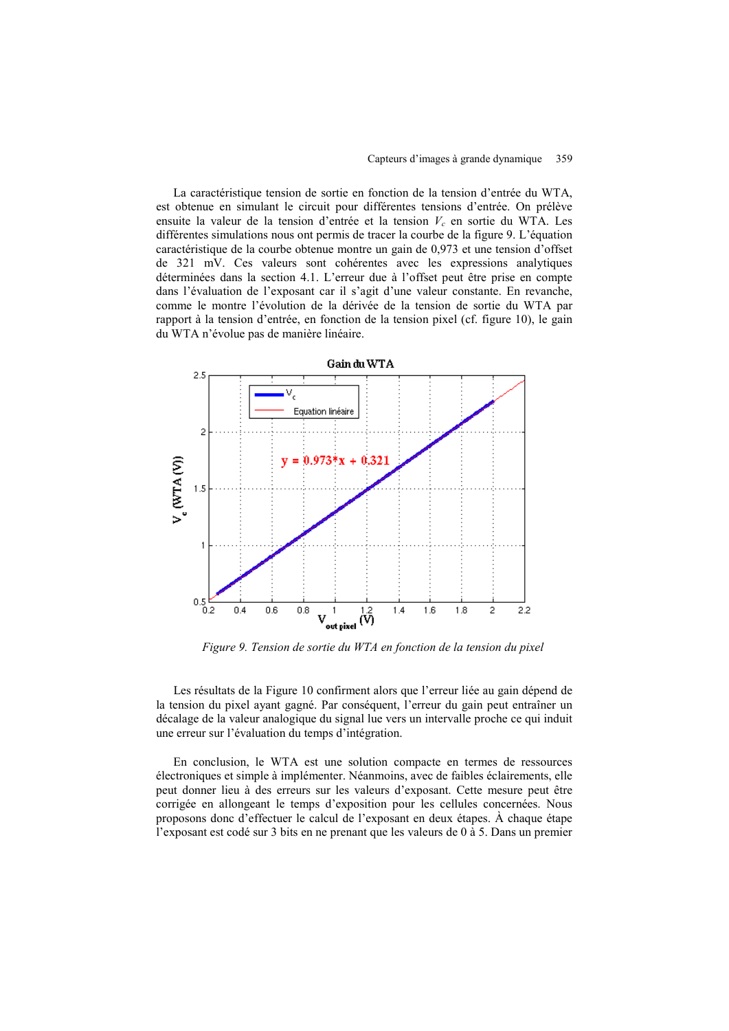La caractéristique tension de sortie en fonction de la tension d'entrée du WTA, est obtenue en simulant le circuit pour différentes tensions d'entrée. On prélève ensuite la valeur de la tension d'entrée et la tension $V_c$ en sortie du WTA. Les différentes simulations nous ont permis de tracer la courbe de la figure 9. L'équation caractéristique de la courbe obtenue montre un gain de 0,973 et une tension d'offset de 321 mV. Ces valeurs sont cohérentes avec les expressions analytiques déterminées dans la section 4.1. L'erreur due à l'offset peut être prise en compte dans l'évaluation de l'exposant car il s'agit d'une valeur constante. En revanche, comme le montre l'évolution de la dérivée de la tension de sortie du WTA par rapport à la tension d'entrée, en fonction de la tension pixel (cf. figure 10), le gain du WTA n'évolue pas de manière linéaire.

*Figure 9. Tension de sortie du WTA en fonction de la tension du pixel*

Les résultats de la Figure 10 confirment alors que l'erreur liée au gain dépend de la tension du pixel ayant gagné. Par conséquent, l'erreur du gain peut entraîner un décalage de la valeur analogique du signal lue vers un intervalle proche ce qui induit une erreur sur l'évaluation du temps d'intégration.

En conclusion, le WTA est une solution compacte en termes de ressources électroniques et simple à implémenter. Néanmoins, avec de faibles éclairements, elle peut donner lieu à des erreurs sur les valeurs d'exposant. Cette mesure peut être corrigée en allongeant le temps d'exposition pour les cellules concernées. Nous proposons donc d'effectuer le calcul de l'exposant en deux étapes. À chaque étape l'exposant est codé sur 3 bits en ne prenant que les valeurs de 0 à 5. Dans un premier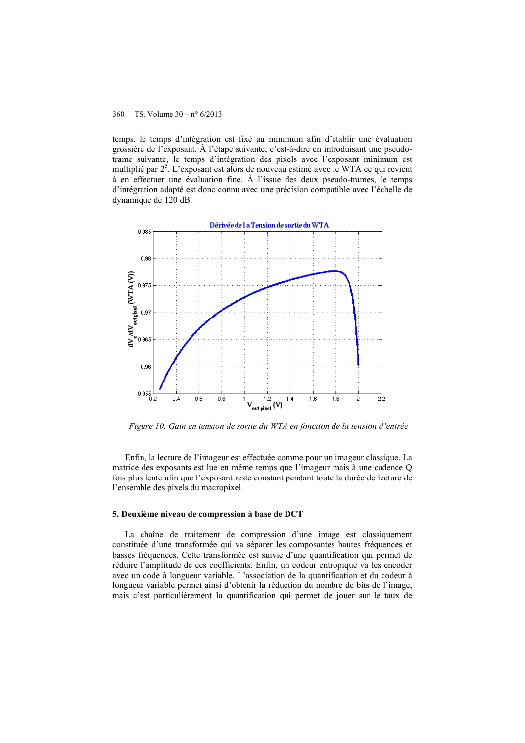temps, le temps d'intégration est fixé au minimum afin d'établir une évaluation grossière de l'exposant. À l'étape suivante, c'est-à-dire en introduisant une pseudo-trame suivante, le temps d'intégration des pixels avec l'exposant minimum est multiplié par $2^5$. L'exposant est alors de nouveau estimé avec le WTA ce qui revient à en effectuer une évaluation fine. À l'issue des deux pseudo-trames, le temps d'intégration adapté est donc connu avec une précision compatible avec l'échelle de dynamique de 120 dB.

*Figure 10. Gain en tension de sortie du WTA en fonction de la tension d'entrée*

Enfin, la lecture de l'imageur est effectuée comme pour un imageur classique. La matrice des exposants est lue en même temps que l'imageur mais à une cadence Q fois plus lente afin que l'exposant reste constant pendant toute la durée de lecture de l'ensemble des pixels du macropixel.

## 5. Deuxième niveau de compression à base de DCT

La chaîne de traitement de compression d'une image est classiquement constituée d'une transformée qui va séparer les composantes hautes fréquences et basses fréquences. Cette transformée est suivie d'une quantification qui permet de réduire l'amplitude de ces coefficients. Enfin, un codeur entropique va les encoder avec un code à longueur variable. L'association de la quantification et du codeur à longueur variable permet ainsi d'obtenir la réduction du nombre de bits de l'image, mais c'est particulièrement la quantification qui permet de jouer sur le taux de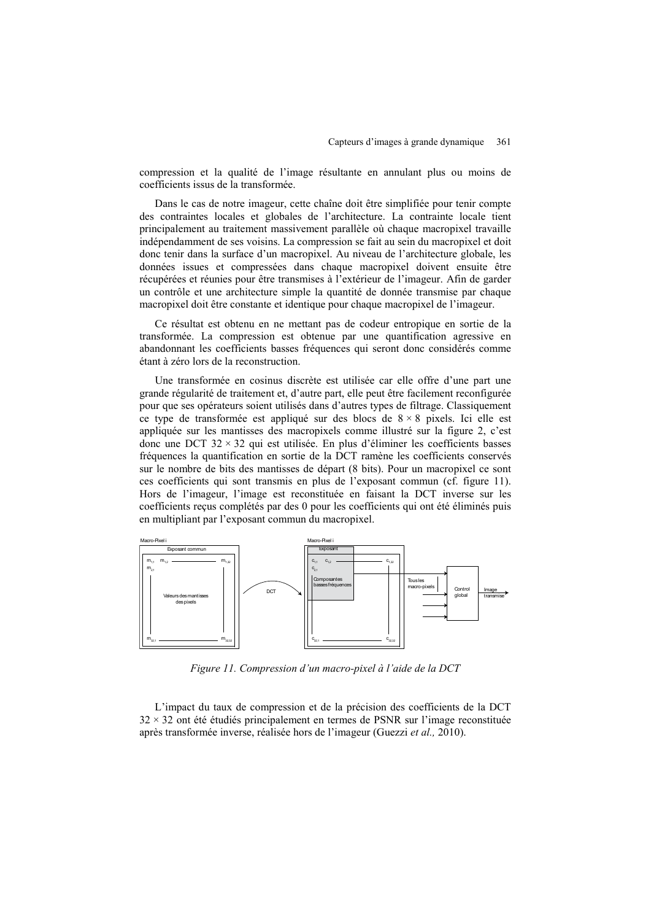compression et la qualité de l'image résultante en annulant plus ou moins de coefficients issus de la transformée.

Dans le cas de notre imageur, cette chaîne doit être simplifiée pour tenir compte des contraintes locales et globales de l'architecture. La contrainte locale tient principalement au traitement massivement parallèle où chaque macropixel travaille indépendamment de ses voisins. La compression se fait au sein du macropixel et doit donc tenir dans la surface d'un macropixel. Au niveau de l'architecture globale, les données issues et compressées dans chaque macropixel doivent ensuite être récupérées et réunies pour être transmises à l'extérieur de l'imageur. Afin de garder un contrôle et une architecture simple la quantité de donnée transmise par chaque macropixel doit être constante et identique pour chaque macropixel de l'imageur.

Ce résultat est obtenu en ne mettant pas de codeur entropique en sortie de la transformée. La compression est obtenue par une quantification agressive en abandonnant les coefficients basses fréquences qui seront donc considérés comme étant à zéro lors de la reconstruction.

Une transformée en cosinus discrète est utilisée car elle offre d'une part une grande régularité de traitement et, d'autre part, elle peut être facilement reconfigurée pour que ses opérateurs soient utilisés dans d'autres types de filtrage. Classiquement ce type de transformée est appliqué sur des blocs de $8 \times 8$ pixels. Ici elle est appliquée sur les mantisses des macropixels comme illustré sur la figure 2, c'est donc une DCT $32 \times 32$ qui est utilisée. En plus d'éliminer les coefficients basses fréquences la quantification en sortie de la DCT ramène les coefficients conservés sur le nombre de bits des mantisses de départ (8 bits). Pour un macropixel ce sont ces coefficients qui sont transmis en plus de l'exposant commun (cf. figure 11). Hors de l'imageur, l'image est reconstituée en faisant la DCT inverse sur les coefficients reçus complétés par des 0 pour les coefficients qui ont été éliminés puis en multipliant par l'exposant commun du macropixel.

*Figure 11. Compression d'un macro-pixel à l'aide de la DCT*

L'impact du taux de compression et de la précision des coefficients de la DCT $32 \times 32$ ont été étudiés principalement en termes de PSNR sur l'image reconstituée après transformée inverse, réalisée hors de l'imageur (Guezzi *et al.,* 2010).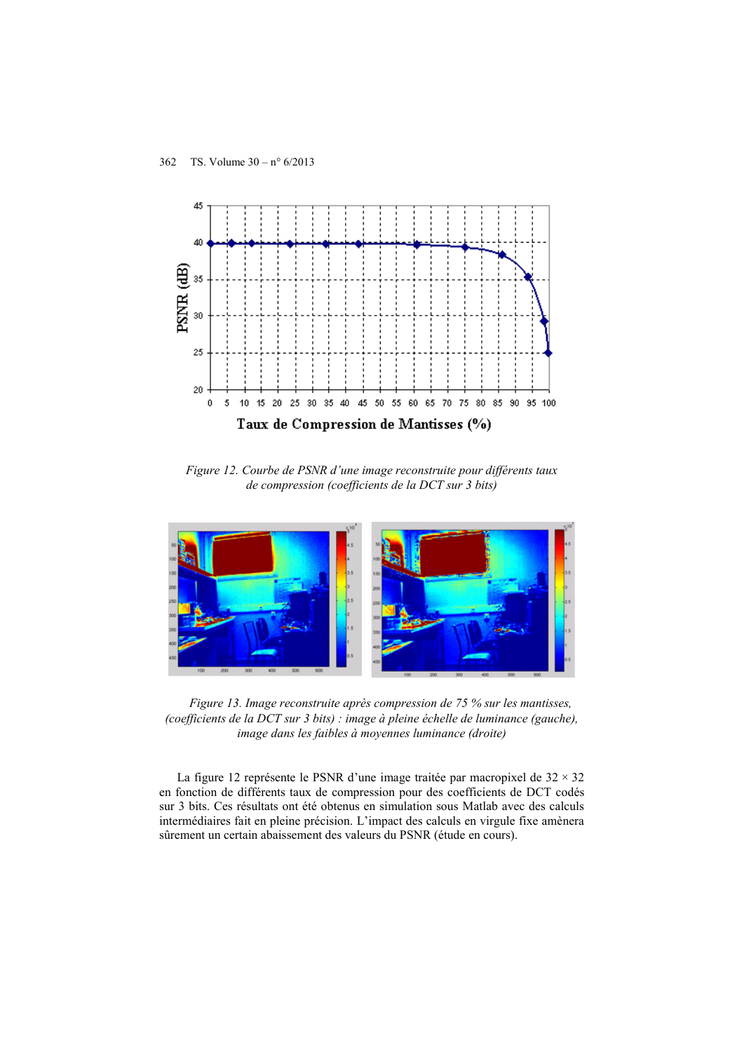*Figure 12. Courbe de PSNR d'une image reconstruite pour différents taux de compression (coefficients de la DCT sur 3 bits)*

*Figure 13. Image reconstruite après compression de 75 % sur les mantisses, (coefficients de la DCT sur 3 bits) : image à pleine échelle de luminance (gauche), image dans les faibles à moyennes luminance (droite)*

La figure 12 représente le PSNR d'une image traitée par macropixel de 32 × 32 en fonction de différents taux de compression pour des coefficients de DCT codés sur 3 bits. Ces résultats ont été obtenus en simulation sous Matlab avec des calculs intermédiaires fait en pleine précision. L'impact des calculs en virgule fixe amènera sûrement un certain abaissement des valeurs du PSNR (étude en cours).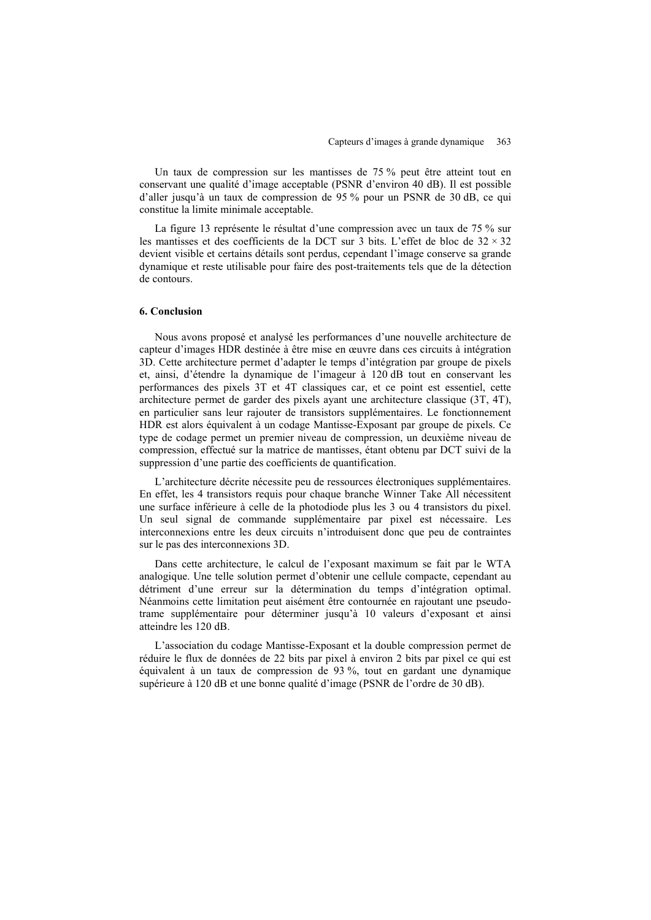Un taux de compression sur les mantisses de 75 % peut être atteint tout en conservant une qualité d'image acceptable (PSNR d'environ 40 dB). Il est possible d'aller jusqu'à un taux de compression de 95 % pour un PSNR de 30 dB, ce qui constitue la limite minimale acceptable.

La figure 13 représente le résultat d'une compression avec un taux de 75 % sur les mantisses et des coefficients de la DCT sur 3 bits. L'effet de bloc de $32 \times 32$ devient visible et certains détails sont perdus, cependant l'image conserve sa grande dynamique et reste utilisable pour faire des post-traitements tels que de la détection de contours.

## 6. Conclusion

Nous avons proposé et analysé les performances d'une nouvelle architecture de capteur d'images HDR destinée à être mise en œuvre dans ces circuits à intégration 3D. Cette architecture permet d'adapter le temps d'intégration par groupe de pixels et, ainsi, d'étendre la dynamique de l'imageur à 120 dB tout en conservant les performances des pixels 3T et 4T classiques car, et ce point est essentiel, cette architecture permet de garder des pixels ayant une architecture classique (3T, 4T), en particulier sans leur rajouter de transistors supplémentaires. Le fonctionnement HDR est alors équivalent à un codage Mantisse-Exposant par groupe de pixels. Ce type de codage permet un premier niveau de compression, un deuxième niveau de compression, effectué sur la matrice de mantisses, étant obtenu par DCT suivi de la suppression d'une partie des coefficients de quantification.

L'architecture décrite nécessite peu de ressources électroniques supplémentaires. En effet, les 4 transistors requis pour chaque branche Winner Take All nécessitent une surface inférieure à celle de la photodiode plus les 3 ou 4 transistors du pixel. Un seul signal de commande supplémentaire par pixel est nécessaire. Les interconnexions entre les deux circuits n'introduisent donc que peu de contraintes sur le pas des interconnexions 3D.

Dans cette architecture, le calcul de l'exposant maximum se fait par le WTA analogique. Une telle solution permet d'obtenir une cellule compacte, cependant au détriment d'une erreur sur la détermination du temps d'intégration optimal. Néanmoins cette limitation peut aisément être contournée en rajoutant une pseudo-trame supplémentaire pour déterminer jusqu'à 10 valeurs d'exposant et ainsi atteindre les 120 dB.

L'association du codage Mantisse-Exposant et la double compression permet de réduire le flux de données de 22 bits par pixel à environ 2 bits par pixel ce qui est équivalent à un taux de compression de 93 %, tout en gardant une dynamique supérieure à 120 dB et une bonne qualité d'image (PSNR de l'ordre de 30 dB).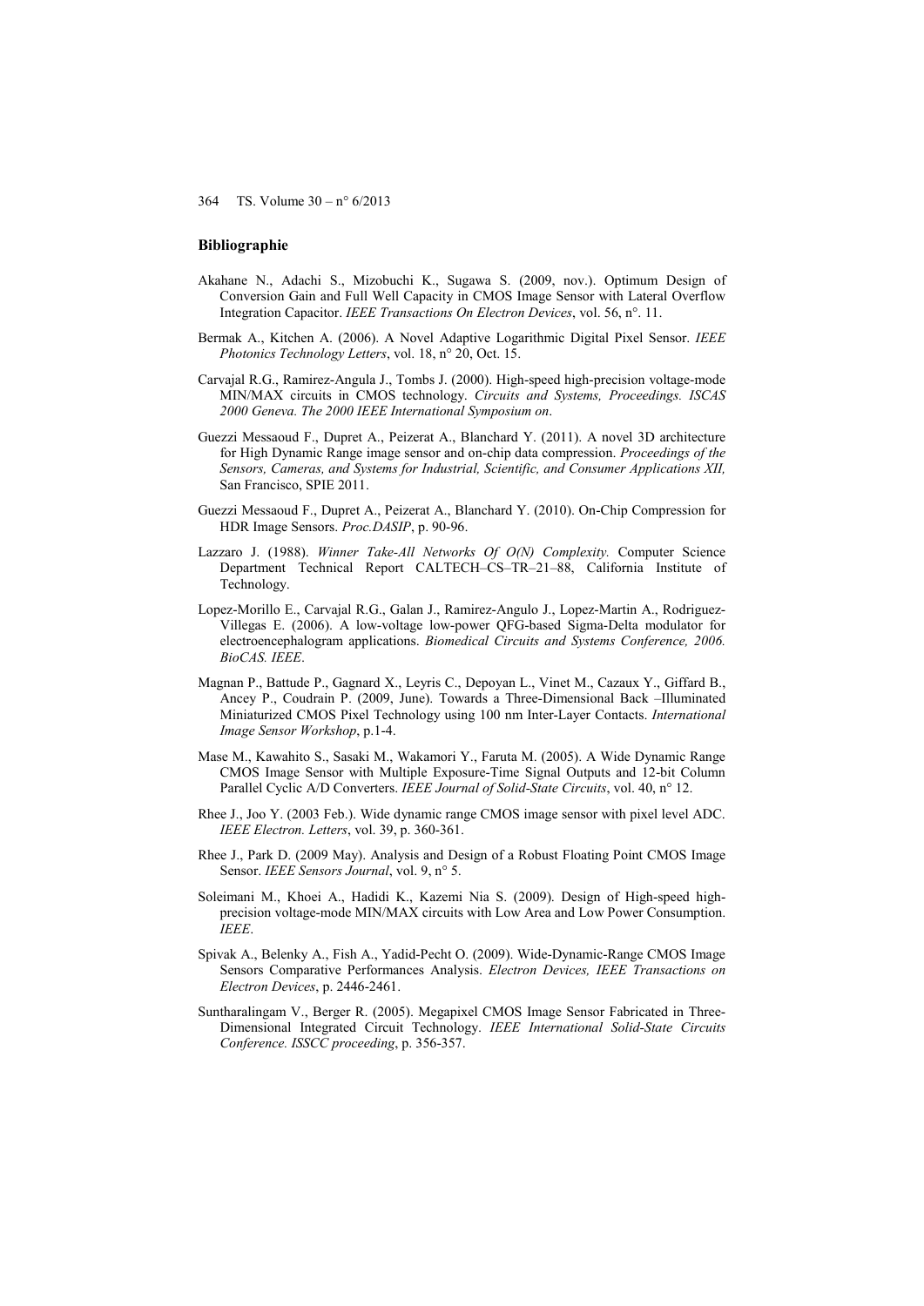## Bibliographie

Akahane N., Adachi S., Mizobuchi K., Sugawa S. (2009, nov.). Optimum Design of Conversion Gain and Full Well Capacity in CMOS Image Sensor with Lateral Overflow Integration Capacitor. *IEEE Transactions On Electron Devices*, vol. 56, n°. 11.

Bermak A., Kitchen A. (2006). A Novel Adaptive Logarithmic Digital Pixel Sensor. *IEEE Photonics Technology Letters*, vol. 18, n° 20, Oct. 15.

Carvajal R.G., Ramirez-Angula J., Tombs J. (2000). High-speed high-precision voltage-mode MIN/MAX circuits in CMOS technology. *Circuits and Systems, Proceedings. ISCAS 2000 Geneva. The 2000 IEEE International Symposium on*.

Guezzi Messaoud F., Dupret A., Peizerat A., Blanchard Y. (2011). A novel 3D architecture for High Dynamic Range image sensor and on-chip data compression. *Proceedings of the Sensors, Cameras, and Systems for Industrial, Scientific, and Consumer Applications XII,* San Francisco, SPIE 2011.

Guezzi Messaoud F., Dupret A., Peizerat A., Blanchard Y. (2010). On-Chip Compression for HDR Image Sensors. *Proc.DASIP*, p. 90-96.

Lazzaro J. (1988). *Winner Take-All Networks Of O(N) Complexity.* Computer Science Department Technical Report CALTECH–CS–TR–21–88, California Institute of Technology.

Lopez-Morillo E., Carvajal R.G., Galan J., Ramirez-Angulo J., Lopez-Martin A., Rodriguez-Villegas E. (2006). A low-voltage low-power QFG-based Sigma-Delta modulator for electroencephalogram applications. *Biomedical Circuits and Systems Conference, 2006. BioCAS. IEEE*.

Magnan P., Battude P., Gagnard X., Leyris C., Depoyan L., Vinet M., Cazaux Y., Giffard B., Ancey P., Coudrain P. (2009, June). Towards a Three-Dimensional Back –Illuminated Miniaturized CMOS Pixel Technology using 100 nm Inter-Layer Contacts. *International Image Sensor Workshop*, p.1-4.

Mase M., Kawahito S., Sasaki M., Wakamori Y., Faruta M. (2005). A Wide Dynamic Range CMOS Image Sensor with Multiple Exposure-Time Signal Outputs and 12-bit Column Parallel Cyclic A/D Converters. *IEEE Journal of Solid-State Circuits*, vol. 40, n° 12.

Rhee J., Joo Y. (2003 Feb.). Wide dynamic range CMOS image sensor with pixel level ADC. *IEEE Electron. Letters*, vol. 39, p. 360-361.

Rhee J., Park D. (2009 May). Analysis and Design of a Robust Floating Point CMOS Image Sensor. *IEEE Sensors Journal*, vol. 9, n° 5.

Soleimani M., Khoei A., Hadidi K., Kazemi Nia S. (2009). Design of High-speed high-precision voltage-mode MIN/MAX circuits with Low Area and Low Power Consumption. *IEEE*.

Spivak A., Belenky A., Fish A., Yadid-Pecht O. (2009). Wide-Dynamic-Range CMOS Image Sensors Comparative Performances Analysis. *Electron Devices, IEEE Transactions on Electron Devices*, p. 2446-2461.

Suntharalingam V., Berger R. (2005). Megapixel CMOS Image Sensor Fabricated in Three-Dimensional Integrated Circuit Technology. *IEEE International Solid-State Circuits Conference. ISSCC proceeding*, p. 356-357.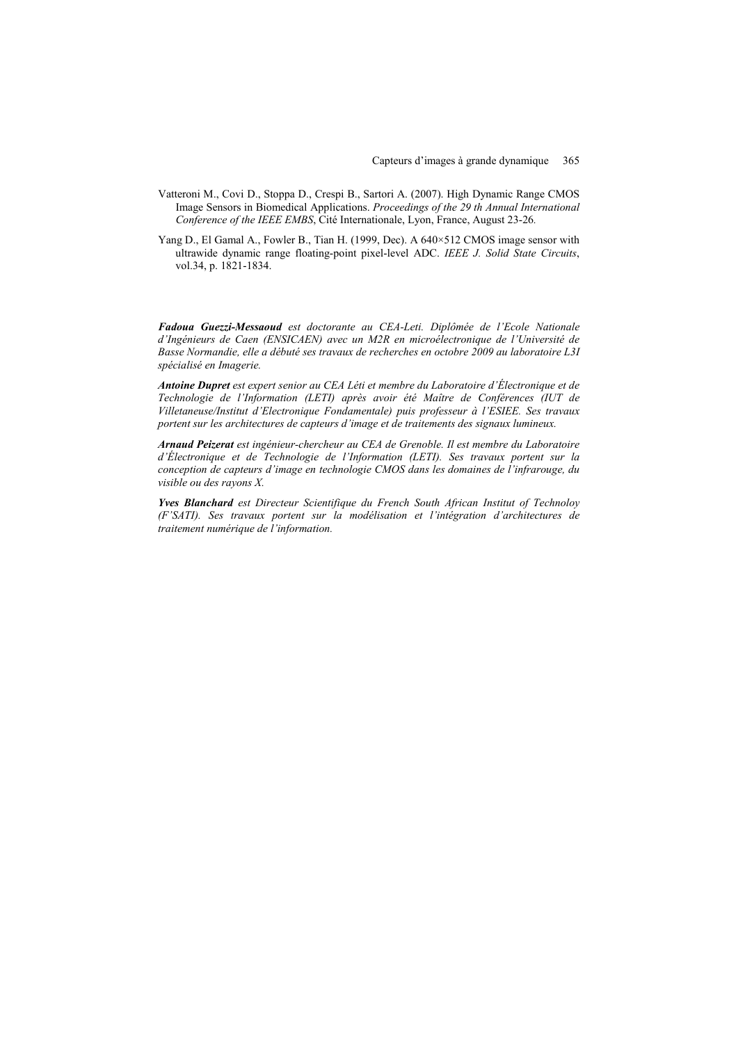Vatteroni M., Covi D., Stoppa D., Crespi B., Sartori A. (2007). High Dynamic Range CMOS Image Sensors in Biomedical Applications. *Proceedings of the 29 th Annual International Conference of the IEEE EMBS*, Cité Internationale, Lyon, France, August 23-26.

Yang D., El Gamal A., Fowler B., Tian H. (1999, Dec). A 640×512 CMOS image sensor with ultrawide dynamic range floating-point pixel-level ADC. *IEEE J. Solid State Circuits*, vol.34, p. 1821-1834.

***Fadoua Guezzi-Messaoud*** *est doctorante au CEA-Leti. Diplômée de l'Ecole Nationale d'Ingénieurs de Caen (ENSICAEN) avec un M2R en microélectronique de l'Université de Basse Normandie, elle a débuté ses travaux de recherches en octobre 2009 au laboratoire L3I spécialisé en Imagerie.*

***Antoine Dupret*** *est expert senior au CEA Léti et membre du Laboratoire d'Électronique et de Technologie de l'Information (LETI) après avoir été Maître de Conférences (IUT de Villetaneuse/Institut d'Electronique Fondamentale) puis professeur à l'ESIEE. Ses travaux portent sur les architectures de capteurs d'image et de traitements des signaux lumineux.*

***Arnaud Peizerat*** *est ingénieur-chercheur au CEA de Grenoble. Il est membre du Laboratoire d'Électronique et de Technologie de l'Information (LETI). Ses travaux portent sur la conception de capteurs d'image en technologie CMOS dans les domaines de l'infrarouge, du visible ou des rayons X.*

***Yves Blanchard*** *est Directeur Scientifique du French South African Institut of Technoloy (F'SATI). Ses travaux portent sur la modélisation et l'intégration d'architectures de traitement numérique de l'information.*